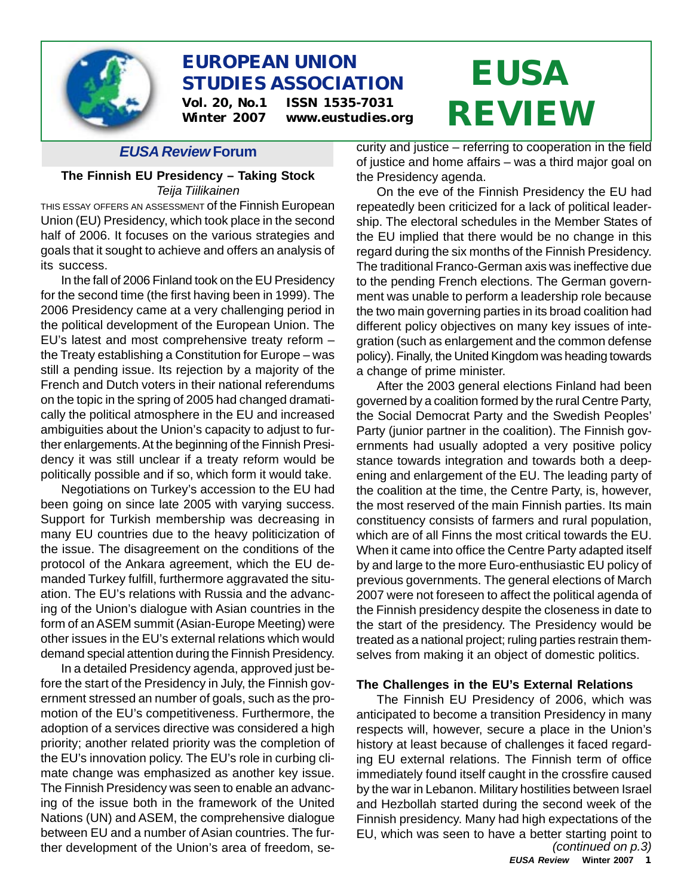# EUROPEAN UNION STUDIES ASSOCIATION

Vol. 20, No.1 ISSN 1535-7031
Winter 2007 www.eustudies.org

# EUSA REVIEW

## *EUSA Review* Forum

### The Finnish EU Presidency – Taking Stock

*Teija Tiilikainen*

THIS ESSAY OFFERS AN ASSESSMENT of the Finnish European Union (EU) Presidency, which took place in the second half of 2006. It focuses on the various strategies and goals that it sought to achieve and offers an analysis of its success.

In the fall of 2006 Finland took on the EU Presidency for the second time (the first having been in 1999). The 2006 Presidency came at a very challenging period in the political development of the European Union. The EU's latest and most comprehensive treaty reform – the Treaty establishing a Constitution for Europe – was still a pending issue. Its rejection by a majority of the French and Dutch voters in their national referendums on the topic in the spring of 2005 had changed dramatically the political atmosphere in the EU and increased ambiguities about the Union's capacity to adjust to further enlargements. At the beginning of the Finnish Presidency it was still unclear if a treaty reform would be politically possible and if so, which form it would take.

Negotiations on Turkey's accession to the EU had been going on since late 2005 with varying success. Support for Turkish membership was decreasing in many EU countries due to the heavy politicization of the issue. The disagreement on the conditions of the protocol of the Ankara agreement, which the EU demanded Turkey fulfill, furthermore aggravated the situation. The EU's relations with Russia and the advancing of the Union's dialogue with Asian countries in the form of an ASEM summit (Asian-Europe Meeting) were other issues in the EU's external relations which would demand special attention during the Finnish Presidency.

In a detailed Presidency agenda, approved just before the start of the Presidency in July, the Finnish government stressed an number of goals, such as the promotion of the EU's competitiveness. Furthermore, the adoption of a services directive was considered a high priority; another related priority was the completion of the EU's innovation policy. The EU's role in curbing climate change was emphasized as another key issue. The Finnish Presidency was seen to enable an advancing of the issue both in the framework of the United Nations (UN) and ASEM, the comprehensive dialogue between EU and a number of Asian countries. The further development of the Union's area of freedom, security and justice – referring to cooperation in the field of justice and home affairs – was a third major goal on the Presidency agenda.

On the eve of the Finnish Presidency the EU had repeatedly been criticized for a lack of political leadership. The electoral schedules in the Member States of the EU implied that there would be no change in this regard during the six months of the Finnish Presidency. The traditional Franco-German axis was ineffective due to the pending French elections. The German government was unable to perform a leadership role because the two main governing parties in its broad coalition had different policy objectives on many key issues of integration (such as enlargement and the common defense policy). Finally, the United Kingdom was heading towards a change of prime minister.

After the 2003 general elections Finland had been governed by a coalition formed by the rural Centre Party, the Social Democrat Party and the Swedish Peoples' Party (junior partner in the coalition). The Finnish governments had usually adopted a very positive policy stance towards integration and towards both a deepening and enlargement of the EU. The leading party of the coalition at the time, the Centre Party, is, however, the most reserved of the main Finnish parties. Its main constituency consists of farmers and rural population, which are of all Finns the most critical towards the EU. When it came into office the Centre Party adapted itself by and large to the more Euro-enthusiastic EU policy of previous governments. The general elections of March 2007 were not foreseen to affect the political agenda of the Finnish presidency despite the closeness in date to the start of the presidency. The Presidency would be treated as a national project; ruling parties restrain themselves from making it an object of domestic politics.

#### The Challenges in the EU's External Relations

The Finnish EU Presidency of 2006, which was anticipated to become a transition Presidency in many respects will, however, secure a place in the Union's history at least because of challenges it faced regarding EU external relations. The Finnish term of office immediately found itself caught in the crossfire caused by the war in Lebanon. Military hostilities between Israel and Hezbollah started during the second week of the Finnish presidency. Many had high expectations of the EU, which was seen to have a better starting point to

*(continued on p.3)*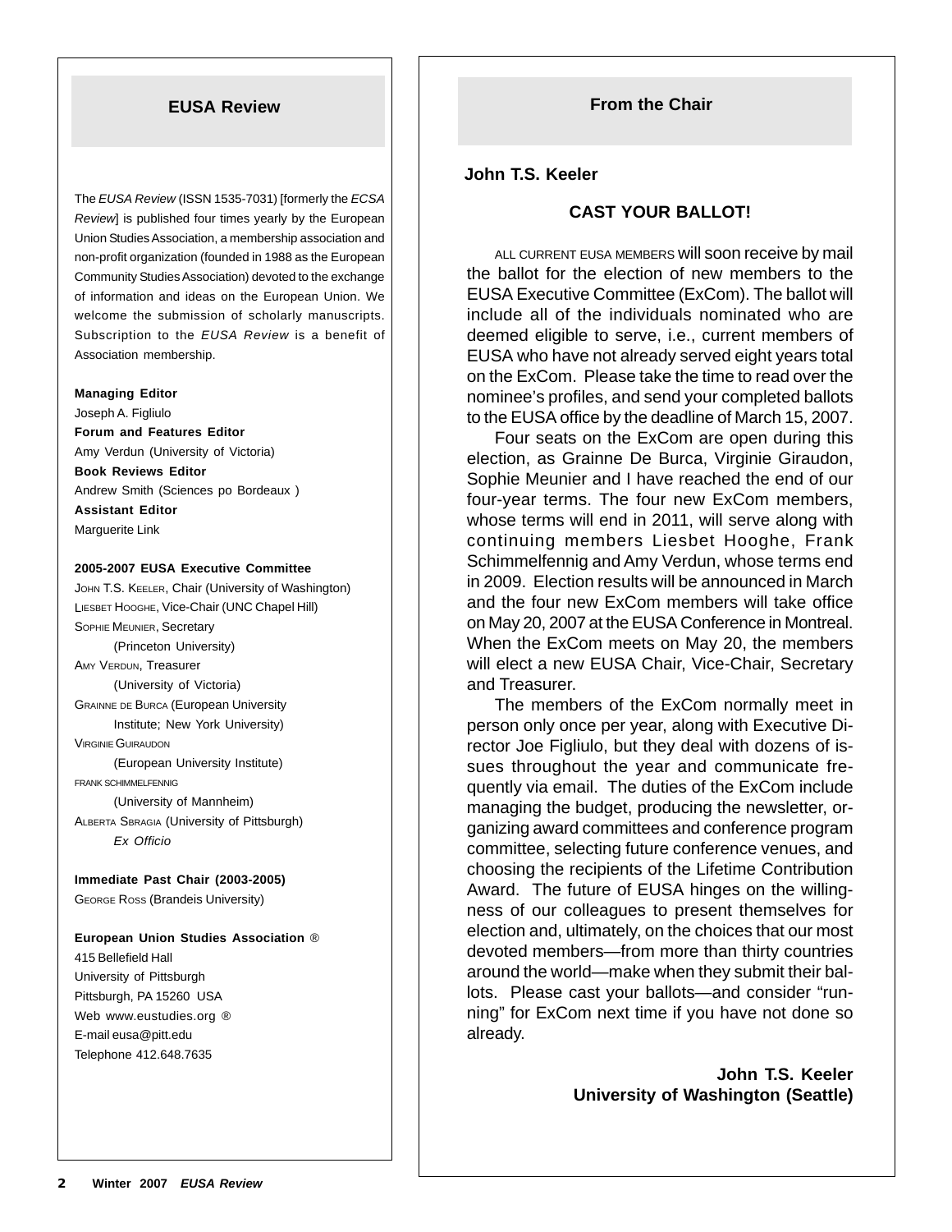## EUSA Review

The *EUSA Review* (ISSN 1535-7031) [formerly the *ECSA Review*] is published four times yearly by the European Union Studies Association, a membership association and non-profit organization (founded in 1988 as the European Community Studies Association) devoted to the exchange of information and ideas on the European Union. We welcome the submission of scholarly manuscripts. Subscription to the *EUSA Review* is a benefit of Association membership.

**Managing Editor**
Joseph A. Figliulo
**Forum and Features Editor**
Amy Verdun (University of Victoria)
**Book Reviews Editor**
Andrew Smith (Sciences po Bordeaux )
**Assistant Editor**
Marguerite Link

**2005-2007 EUSA Executive Committee**
John T.S. Keeler, Chair (University of Washington)
Liesbet Hooghe, Vice-Chair (UNC Chapel Hill)
Sophie Meunier, Secretary
(Princeton University)
Amy Verdun, Treasurer
(University of Victoria)
Grainne de Burca (European University Institute; New York University)
Virginie Guiraudon
(European University Institute)
Frank Schimmelfennig
(University of Mannheim)
Alberta Sbragia (University of Pittsburgh)
*Ex Officio*

**Immediate Past Chair (2003-2005)**
George Ross (Brandeis University)

**European Union Studies Association** ®
415 Bellefield Hall
University of Pittsburgh
Pittsburgh, PA 15260 USA
Web www.eustudies.org ®
E-mail eusa@pitt.edu
Telephone 412.648.7635

## From the Chair

**John T.S. Keeler**

### CAST YOUR BALLOT!

ALL CURRENT EUSA MEMBERS will soon receive by mail the ballot for the election of new members to the EUSA Executive Committee (ExCom). The ballot will include all of the individuals nominated who are deemed eligible to serve, i.e., current members of EUSA who have not already served eight years total on the ExCom. Please take the time to read over the nominee's profiles, and send your completed ballots to the EUSA office by the deadline of March 15, 2007.

Four seats on the ExCom are open during this election, as Grainne De Burca, Virginie Giraudon, Sophie Meunier and I have reached the end of our four-year terms. The four new ExCom members, whose terms will end in 2011, will serve along with continuing members Liesbet Hooghe, Frank Schimmelfennig and Amy Verdun, whose terms end in 2009. Election results will be announced in March and the four new ExCom members will take office on May 20, 2007 at the EUSA Conference in Montreal. When the ExCom meets on May 20, the members will elect a new EUSA Chair, Vice-Chair, Secretary and Treasurer.

The members of the ExCom normally meet in person only once per year, along with Executive Director Joe Figliulo, but they deal with dozens of issues throughout the year and communicate frequently via email. The duties of the ExCom include managing the budget, producing the newsletter, organizing award committees and conference program committee, selecting future conference venues, and choosing the recipients of the Lifetime Contribution Award. The future of EUSA hinges on the willingness of our colleagues to present themselves for election and, ultimately, on the choices that our most devoted members—from more than thirty countries around the world—make when they submit their ballots. Please cast your ballots—and consider "running" for ExCom next time if you have not done so already.

**John T.S. Keeler**
**University of Washington (Seattle)**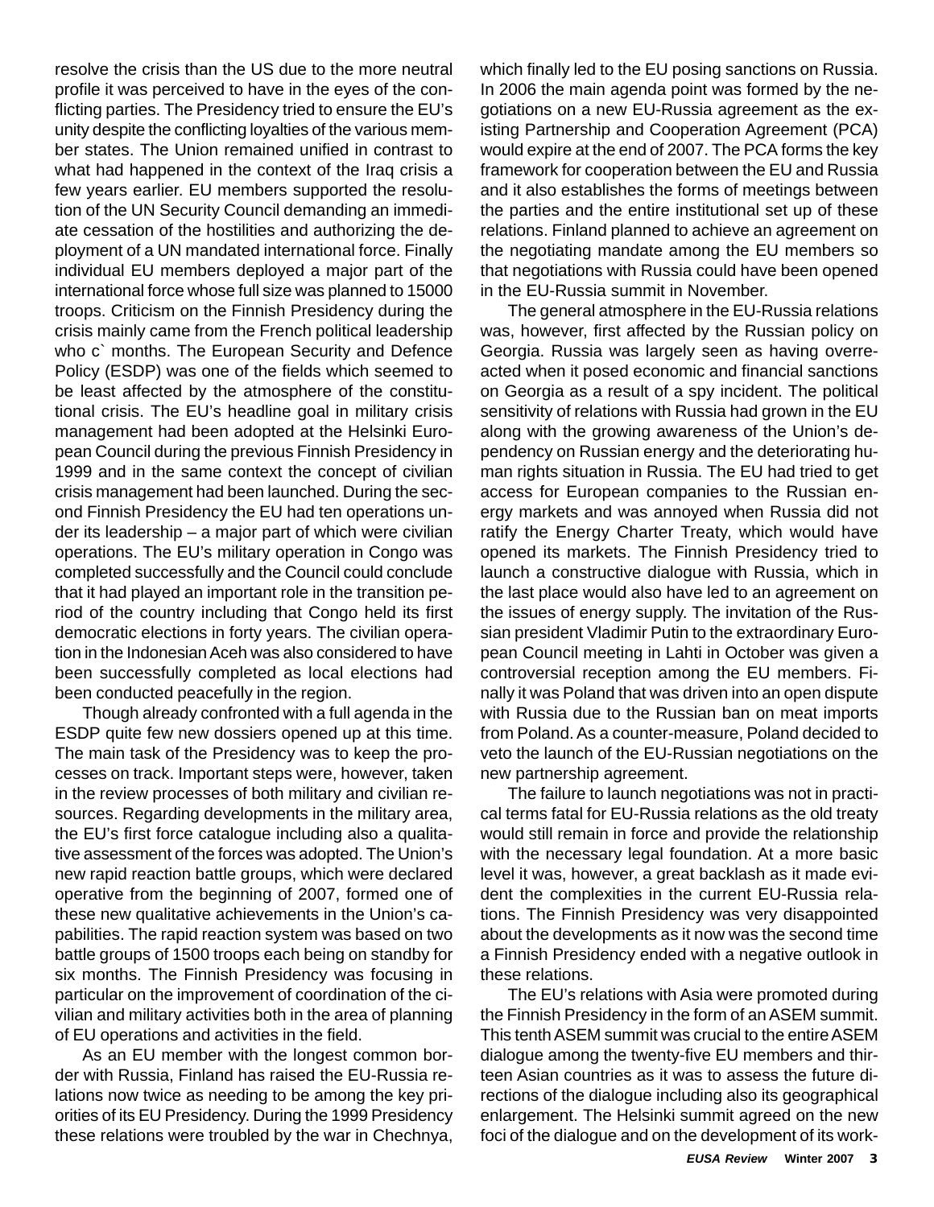resolve the crisis than the US due to the more neutral profile it was perceived to have in the eyes of the conflicting parties. The Presidency tried to ensure the EU's unity despite the conflicting loyalties of the various member states. The Union remained unified in contrast to what had happened in the context of the Iraq crisis a few years earlier. EU members supported the resolution of the UN Security Council demanding an immediate cessation of the hostilities and authorizing the deployment of a UN mandated international force. Finally individual EU members deployed a major part of the international force whose full size was planned to 15000 troops. Criticism on the Finnish Presidency during the crisis mainly came from the French political leadership who c` months. The European Security and Defence Policy (ESDP) was one of the fields which seemed to be least affected by the atmosphere of the constitutional crisis. The EU's headline goal in military crisis management had been adopted at the Helsinki European Council during the previous Finnish Presidency in 1999 and in the same context the concept of civilian crisis management had been launched. During the second Finnish Presidency the EU had ten operations under its leadership – a major part of which were civilian operations. The EU's military operation in Congo was completed successfully and the Council could conclude that it had played an important role in the transition period of the country including that Congo held its first democratic elections in forty years. The civilian operation in the Indonesian Aceh was also considered to have been successfully completed as local elections had been conducted peacefully in the region.

Though already confronted with a full agenda in the ESDP quite few new dossiers opened up at this time. The main task of the Presidency was to keep the processes on track. Important steps were, however, taken in the review processes of both military and civilian resources. Regarding developments in the military area, the EU's first force catalogue including also a qualitative assessment of the forces was adopted. The Union's new rapid reaction battle groups, which were declared operative from the beginning of 2007, formed one of these new qualitative achievements in the Union's capabilities. The rapid reaction system was based on two battle groups of 1500 troops each being on standby for six months. The Finnish Presidency was focusing in particular on the improvement of coordination of the civilian and military activities both in the area of planning of EU operations and activities in the field.

As an EU member with the longest common border with Russia, Finland has raised the EU-Russia relations now twice as needing to be among the key priorities of its EU Presidency. During the 1999 Presidency these relations were troubled by the war in Chechnya, which finally led to the EU posing sanctions on Russia. In 2006 the main agenda point was formed by the negotiations on a new EU-Russia agreement as the existing Partnership and Cooperation Agreement (PCA) would expire at the end of 2007. The PCA forms the key framework for cooperation between the EU and Russia and it also establishes the forms of meetings between the parties and the entire institutional set up of these relations. Finland planned to achieve an agreement on the negotiating mandate among the EU members so that negotiations with Russia could have been opened in the EU-Russia summit in November.

The general atmosphere in the EU-Russia relations was, however, first affected by the Russian policy on Georgia. Russia was largely seen as having overreacted when it posed economic and financial sanctions on Georgia as a result of a spy incident. The political sensitivity of relations with Russia had grown in the EU along with the growing awareness of the Union's dependency on Russian energy and the deteriorating human rights situation in Russia. The EU had tried to get access for European companies to the Russian energy markets and was annoyed when Russia did not ratify the Energy Charter Treaty, which would have opened its markets. The Finnish Presidency tried to launch a constructive dialogue with Russia, which in the last place would also have led to an agreement on the issues of energy supply. The invitation of the Russian president Vladimir Putin to the extraordinary European Council meeting in Lahti in October was given a controversial reception among the EU members. Finally it was Poland that was driven into an open dispute with Russia due to the Russian ban on meat imports from Poland. As a counter-measure, Poland decided to veto the launch of the EU-Russian negotiations on the new partnership agreement.

The failure to launch negotiations was not in practical terms fatal for EU-Russia relations as the old treaty would still remain in force and provide the relationship with the necessary legal foundation. At a more basic level it was, however, a great backlash as it made evident the complexities in the current EU-Russia relations. The Finnish Presidency was very disappointed about the developments as it now was the second time a Finnish Presidency ended with a negative outlook in these relations.

The EU's relations with Asia were promoted during the Finnish Presidency in the form of an ASEM summit. This tenth ASEM summit was crucial to the entire ASEM dialogue among the twenty-five EU members and thirteen Asian countries as it was to assess the future directions of the dialogue including also its geographical enlargement. The Helsinki summit agreed on the new foci of the dialogue and on the development of its work-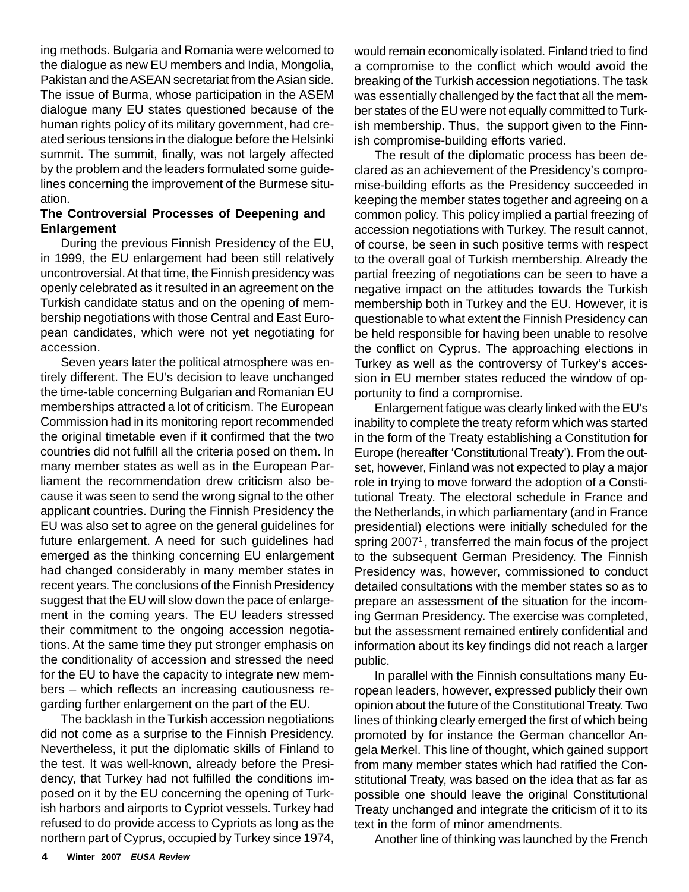ing methods. Bulgaria and Romania were welcomed to the dialogue as new EU members and India, Mongolia, Pakistan and the ASEAN secretariat from the Asian side. The issue of Burma, whose participation in the ASEM dialogue many EU states questioned because of the human rights policy of its military government, had created serious tensions in the dialogue before the Helsinki summit. The summit, finally, was not largely affected by the problem and the leaders formulated some guidelines concerning the improvement of the Burmese situation.

**The Controversial Processes of Deepening and Enlargement**

During the previous Finnish Presidency of the EU, in 1999, the EU enlargement had been still relatively uncontroversial. At that time, the Finnish presidency was openly celebrated as it resulted in an agreement on the Turkish candidate status and on the opening of membership negotiations with those Central and East European candidates, which were not yet negotiating for accession.

Seven years later the political atmosphere was entirely different. The EU's decision to leave unchanged the time-table concerning Bulgarian and Romanian EU memberships attracted a lot of criticism. The European Commission had in its monitoring report recommended the original timetable even if it confirmed that the two countries did not fulfill all the criteria posed on them. In many member states as well as in the European Parliament the recommendation drew criticism also because it was seen to send the wrong signal to the other applicant countries. During the Finnish Presidency the EU was also set to agree on the general guidelines for future enlargement. A need for such guidelines had emerged as the thinking concerning EU enlargement had changed considerably in many member states in recent years. The conclusions of the Finnish Presidency suggest that the EU will slow down the pace of enlargement in the coming years. The EU leaders stressed their commitment to the ongoing accession negotiations. At the same time they put stronger emphasis on the conditionality of accession and stressed the need for the EU to have the capacity to integrate new members – which reflects an increasing cautiousness regarding further enlargement on the part of the EU.

The backlash in the Turkish accession negotiations did not come as a surprise to the Finnish Presidency. Nevertheless, it put the diplomatic skills of Finland to the test. It was well-known, already before the Presidency, that Turkey had not fulfilled the conditions imposed on it by the EU concerning the opening of Turkish harbors and airports to Cypriot vessels. Turkey had refused to do provide access to Cypriots as long as the northern part of Cyprus, occupied by Turkey since 1974, would remain economically isolated. Finland tried to find a compromise to the conflict which would avoid the breaking of the Turkish accession negotiations. The task was essentially challenged by the fact that all the member states of the EU were not equally committed to Turkish membership. Thus, the support given to the Finnish compromise-building efforts varied.

The result of the diplomatic process has been declared as an achievement of the Presidency's compromise-building efforts as the Presidency succeeded in keeping the member states together and agreeing on a common policy. This policy implied a partial freezing of accession negotiations with Turkey. The result cannot, of course, be seen in such positive terms with respect to the overall goal of Turkish membership. Already the partial freezing of negotiations can be seen to have a negative impact on the attitudes towards the Turkish membership both in Turkey and the EU. However, it is questionable to what extent the Finnish Presidency can be held responsible for having been unable to resolve the conflict on Cyprus. The approaching elections in Turkey as well as the controversy of Turkey's accession in EU member states reduced the window of opportunity to find a compromise.

Enlargement fatigue was clearly linked with the EU's inability to complete the treaty reform which was started in the form of the Treaty establishing a Constitution for Europe (hereafter 'Constitutional Treaty'). From the outset, however, Finland was not expected to play a major role in trying to move forward the adoption of a Constitutional Treaty. The electoral schedule in France and the Netherlands, in which parliamentary (and in France presidential) elections were initially scheduled for the spring 2007[1], transferred the main focus of the project to the subsequent German Presidency. The Finnish Presidency was, however, commissioned to conduct detailed consultations with the member states so as to prepare an assessment of the situation for the incoming German Presidency. The exercise was completed, but the assessment remained entirely confidential and information about its key findings did not reach a larger public.

In parallel with the Finnish consultations many European leaders, however, expressed publicly their own opinion about the future of the Constitutional Treaty. Two lines of thinking clearly emerged the first of which being promoted by for instance the German chancellor Angela Merkel. This line of thought, which gained support from many member states which had ratified the Constitutional Treaty, was based on the idea that as far as possible one should leave the original Constitutional Treaty unchanged and integrate the criticism of it to its text in the form of minor amendments.

Another line of thinking was launched by the French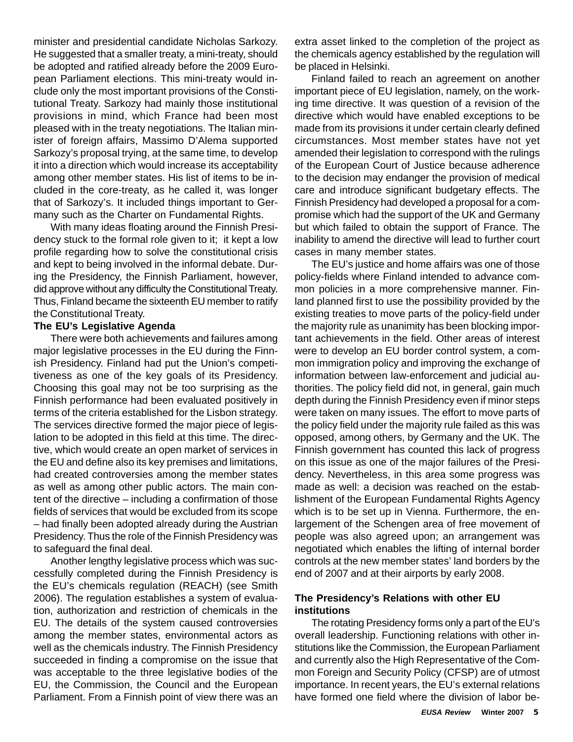minister and presidential candidate Nicholas Sarkozy. He suggested that a smaller treaty, a mini-treaty, should be adopted and ratified already before the 2009 European Parliament elections. This mini-treaty would include only the most important provisions of the Constitutional Treaty. Sarkozy had mainly those institutional provisions in mind, which France had been most pleased with in the treaty negotiations. The Italian minister of foreign affairs, Massimo D'Alema supported Sarkozy's proposal trying, at the same time, to develop it into a direction which would increase its acceptability among other member states. His list of items to be included in the core-treaty, as he called it, was longer that of Sarkozy's. It included things important to Germany such as the Charter on Fundamental Rights.

With many ideas floating around the Finnish Presidency stuck to the formal role given to it; it kept a low profile regarding how to solve the constitutional crisis and kept to being involved in the informal debate. During the Presidency, the Finnish Parliament, however, did approve without any difficulty the Constitutional Treaty. Thus, Finland became the sixteenth EU member to ratify the Constitutional Treaty.

**The EU's Legislative Agenda**

There were both achievements and failures among major legislative processes in the EU during the Finnish Presidency. Finland had put the Union's competitiveness as one of the key goals of its Presidency. Choosing this goal may not be too surprising as the Finnish performance had been evaluated positively in terms of the criteria established for the Lisbon strategy. The services directive formed the major piece of legislation to be adopted in this field at this time. The directive, which would create an open market of services in the EU and define also its key premises and limitations, had created controversies among the member states as well as among other public actors. The main content of the directive – including a confirmation of those fields of services that would be excluded from its scope – had finally been adopted already during the Austrian Presidency. Thus the role of the Finnish Presidency was to safeguard the final deal.

Another lengthy legislative process which was successfully completed during the Finnish Presidency is the EU's chemicals regulation (REACH) (see Smith 2006). The regulation establishes a system of evaluation, authorization and restriction of chemicals in the EU. The details of the system caused controversies among the member states, environmental actors as well as the chemicals industry. The Finnish Presidency succeeded in finding a compromise on the issue that was acceptable to the three legislative bodies of the EU, the Commission, the Council and the European Parliament. From a Finnish point of view there was an extra asset linked to the completion of the project as the chemicals agency established by the regulation will be placed in Helsinki.

Finland failed to reach an agreement on another important piece of EU legislation, namely, on the working time directive. It was question of a revision of the directive which would have enabled exceptions to be made from its provisions it under certain clearly defined circumstances. Most member states have not yet amended their legislation to correspond with the rulings of the European Court of Justice because adherence to the decision may endanger the provision of medical care and introduce significant budgetary effects. The Finnish Presidency had developed a proposal for a compromise which had the support of the UK and Germany but which failed to obtain the support of France. The inability to amend the directive will lead to further court cases in many member states.

The EU's justice and home affairs was one of those policy-fields where Finland intended to advance common policies in a more comprehensive manner. Finland planned first to use the possibility provided by the existing treaties to move parts of the policy-field under the majority rule as unanimity has been blocking important achievements in the field. Other areas of interest were to develop an EU border control system, a common immigration policy and improving the exchange of information between law-enforcement and judicial authorities. The policy field did not, in general, gain much depth during the Finnish Presidency even if minor steps were taken on many issues. The effort to move parts of the policy field under the majority rule failed as this was opposed, among others, by Germany and the UK. The Finnish government has counted this lack of progress on this issue as one of the major failures of the Presidency. Nevertheless, in this area some progress was made as well: a decision was reached on the establishment of the European Fundamental Rights Agency which is to be set up in Vienna. Furthermore, the enlargement of the Schengen area of free movement of people was also agreed upon; an arrangement was negotiated which enables the lifting of internal border controls at the new member states' land borders by the end of 2007 and at their airports by early 2008.

**The Presidency's Relations with other EU institutions**

The rotating Presidency forms only a part of the EU's overall leadership. Functioning relations with other institutions like the Commission, the European Parliament and currently also the High Representative of the Common Foreign and Security Policy (CFSP) are of utmost importance. In recent years, the EU's external relations have formed one field where the division of labor be-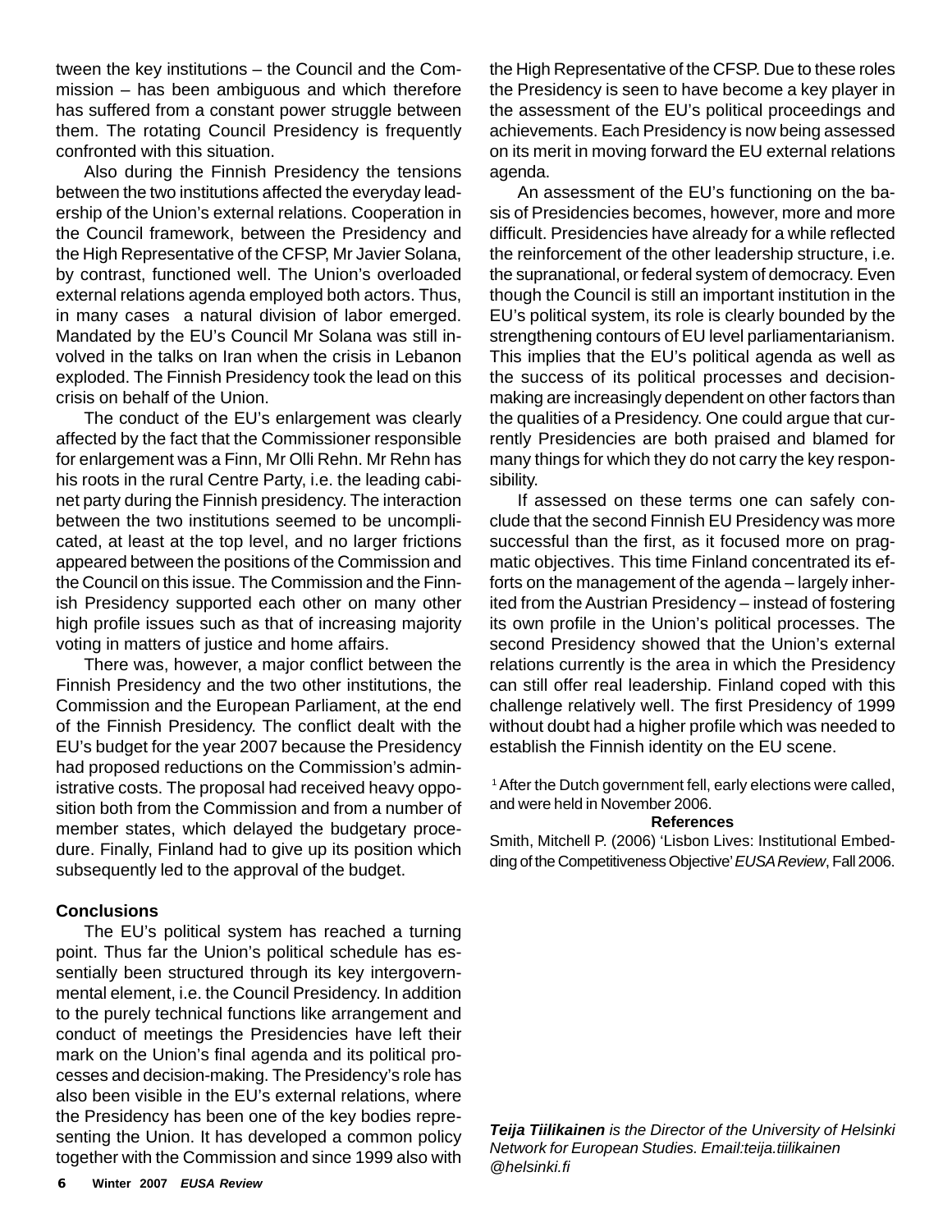tween the key institutions – the Council and the Commission – has been ambiguous and which therefore has suffered from a constant power struggle between them. The rotating Council Presidency is frequently confronted with this situation.

Also during the Finnish Presidency the tensions between the two institutions affected the everyday leadership of the Union's external relations. Cooperation in the Council framework, between the Presidency and the High Representative of the CFSP, Mr Javier Solana, by contrast, functioned well. The Union's overloaded external relations agenda employed both actors. Thus, in many cases a natural division of labor emerged. Mandated by the EU's Council Mr Solana was still involved in the talks on Iran when the crisis in Lebanon exploded. The Finnish Presidency took the lead on this crisis on behalf of the Union.

The conduct of the EU's enlargement was clearly affected by the fact that the Commissioner responsible for enlargement was a Finn, Mr Olli Rehn. Mr Rehn has his roots in the rural Centre Party, i.e. the leading cabinet party during the Finnish presidency. The interaction between the two institutions seemed to be uncomplicated, at least at the top level, and no larger frictions appeared between the positions of the Commission and the Council on this issue. The Commission and the Finnish Presidency supported each other on many other high profile issues such as that of increasing majority voting in matters of justice and home affairs.

There was, however, a major conflict between the Finnish Presidency and the two other institutions, the Commission and the European Parliament, at the end of the Finnish Presidency. The conflict dealt with the EU's budget for the year 2007 because the Presidency had proposed reductions on the Commission's administrative costs. The proposal had received heavy opposition both from the Commission and from a number of member states, which delayed the budgetary procedure. Finally, Finland had to give up its position which subsequently led to the approval of the budget.

## Conclusions

The EU's political system has reached a turning point. Thus far the Union's political schedule has essentially been structured through its key intergovernmental element, i.e. the Council Presidency. In addition to the purely technical functions like arrangement and conduct of meetings the Presidencies have left their mark on the Union's final agenda and its political processes and decision-making. The Presidency's role has also been visible in the EU's external relations, where the Presidency has been one of the key bodies representing the Union. It has developed a common policy together with the Commission and since 1999 also with the High Representative of the CFSP. Due to these roles the Presidency is seen to have become a key player in the assessment of the EU's political proceedings and achievements. Each Presidency is now being assessed on its merit in moving forward the EU external relations agenda.

An assessment of the EU's functioning on the basis of Presidencies becomes, however, more and more difficult. Presidencies have already for a while reflected the reinforcement of the other leadership structure, i.e. the supranational, or federal system of democracy. Even though the Council is still an important institution in the EU's political system, its role is clearly bounded by the strengthening contours of EU level parliamentarianism. This implies that the EU's political agenda as well as the success of its political processes and decision-making are increasingly dependent on other factors than the qualities of a Presidency. One could argue that currently Presidencies are both praised and blamed for many things for which they do not carry the key responsibility.

If assessed on these terms one can safely conclude that the second Finnish EU Presidency was more successful than the first, as it focused more on pragmatic objectives. This time Finland concentrated its efforts on the management of the agenda – largely inherited from the Austrian Presidency – instead of fostering its own profile in the Union's political processes. The second Presidency showed that the Union's external relations currently is the area in which the Presidency can still offer real leadership. Finland coped with this challenge relatively well. The first Presidency of 1999 without doubt had a higher profile which was needed to establish the Finnish identity on the EU scene.

[1] After the Dutch government fell, early elections were called, and were held in November 2006.

**References**

Smith, Mitchell P. (2006) 'Lisbon Lives: Institutional Embedding of the Competitiveness Objective' *EUSA Review*, Fall 2006.

***Teija Tiilikainen*** *is the Director of the University of Helsinki Network for European Studies. Email:teija.tiilikainen@helsinki.fi*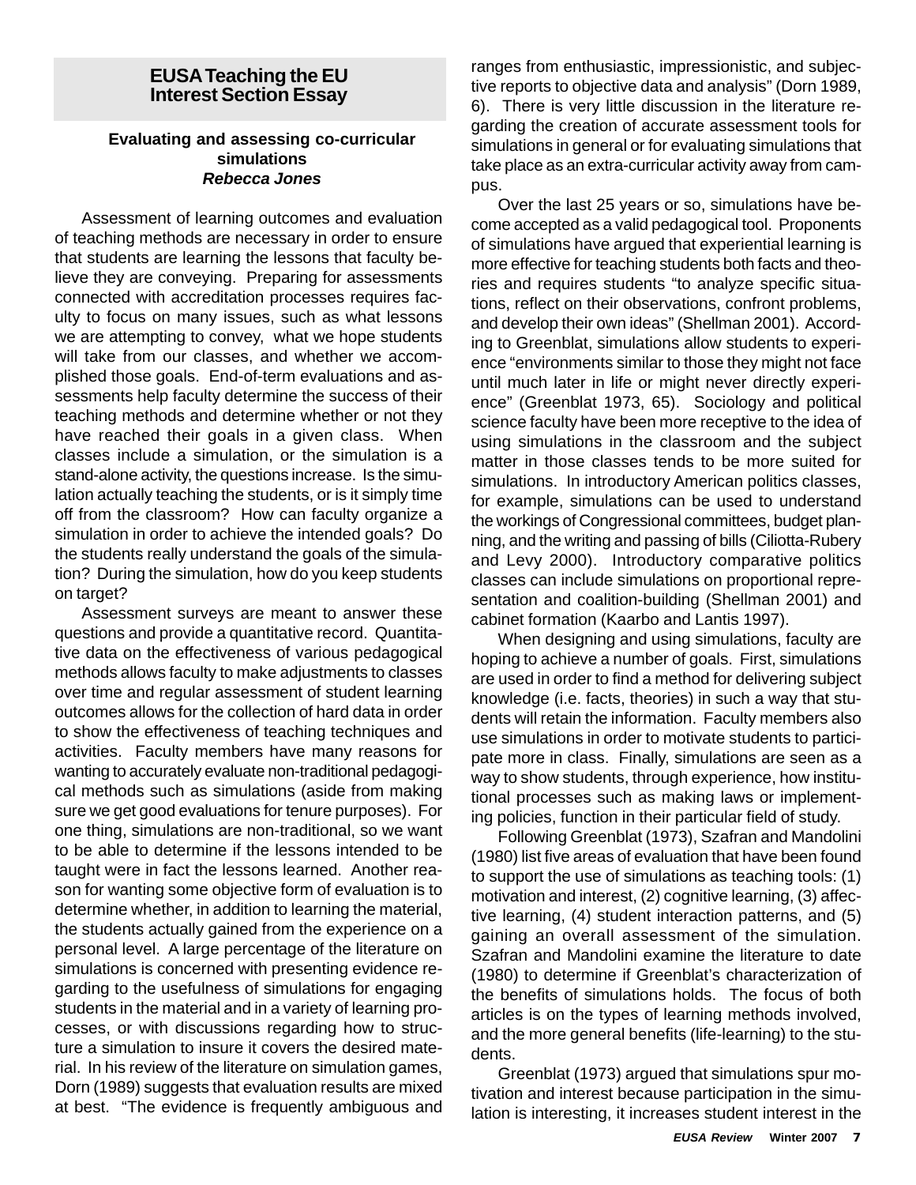## EUSA Teaching the EU Interest Section Essay

### Evaluating and assessing co-curricular simulations

***Rebecca Jones***

Assessment of learning outcomes and evaluation of teaching methods are necessary in order to ensure that students are learning the lessons that faculty believe they are conveying. Preparing for assessments connected with accreditation processes requires faculty to focus on many issues, such as what lessons we are attempting to convey, what we hope students will take from our classes, and whether we accomplished those goals. End-of-term evaluations and assessments help faculty determine the success of their teaching methods and determine whether or not they have reached their goals in a given class. When classes include a simulation, or the simulation is a stand-alone activity, the questions increase. Is the simulation actually teaching the students, or is it simply time off from the classroom? How can faculty organize a simulation in order to achieve the intended goals? Do the students really understand the goals of the simulation? During the simulation, how do you keep students on target?

Assessment surveys are meant to answer these questions and provide a quantitative record. Quantitative data on the effectiveness of various pedagogical methods allows faculty to make adjustments to classes over time and regular assessment of student learning outcomes allows for the collection of hard data in order to show the effectiveness of teaching techniques and activities. Faculty members have many reasons for wanting to accurately evaluate non-traditional pedagogical methods such as simulations (aside from making sure we get good evaluations for tenure purposes). For one thing, simulations are non-traditional, so we want to be able to determine if the lessons intended to be taught were in fact the lessons learned. Another reason for wanting some objective form of evaluation is to determine whether, in addition to learning the material, the students actually gained from the experience on a personal level. A large percentage of the literature on simulations is concerned with presenting evidence regarding to the usefulness of simulations for engaging students in the material and in a variety of learning processes, or with discussions regarding how to structure a simulation to insure it covers the desired material. In his review of the literature on simulation games, Dorn (1989) suggests that evaluation results are mixed at best. "The evidence is frequently ambiguous and ranges from enthusiastic, impressionistic, and subjective reports to objective data and analysis" (Dorn 1989, 6). There is very little discussion in the literature regarding the creation of accurate assessment tools for simulations in general or for evaluating simulations that take place as an extra-curricular activity away from campus.

Over the last 25 years or so, simulations have become accepted as a valid pedagogical tool. Proponents of simulations have argued that experiential learning is more effective for teaching students both facts and theories and requires students "to analyze specific situations, reflect on their observations, confront problems, and develop their own ideas" (Shellman 2001). According to Greenblat, simulations allow students to experience "environments similar to those they might not face until much later in life or might never directly experience" (Greenblat 1973, 65). Sociology and political science faculty have been more receptive to the idea of using simulations in the classroom and the subject matter in those classes tends to be more suited for simulations. In introductory American politics classes, for example, simulations can be used to understand the workings of Congressional committees, budget planning, and the writing and passing of bills (Ciliotta-Rubery and Levy 2000). Introductory comparative politics classes can include simulations on proportional representation and coalition-building (Shellman 2001) and cabinet formation (Kaarbo and Lantis 1997).

When designing and using simulations, faculty are hoping to achieve a number of goals. First, simulations are used in order to find a method for delivering subject knowledge (i.e. facts, theories) in such a way that students will retain the information. Faculty members also use simulations in order to motivate students to participate more in class. Finally, simulations are seen as a way to show students, through experience, how institutional processes such as making laws or implementing policies, function in their particular field of study.

Following Greenblat (1973), Szafran and Mandolini (1980) list five areas of evaluation that have been found to support the use of simulations as teaching tools: (1) motivation and interest, (2) cognitive learning, (3) affective learning, (4) student interaction patterns, and (5) gaining an overall assessment of the simulation. Szafran and Mandolini examine the literature to date (1980) to determine if Greenblat's characterization of the benefits of simulations holds. The focus of both articles is on the types of learning methods involved, and the more general benefits (life-learning) to the students.

Greenblat (1973) argued that simulations spur motivation and interest because participation in the simulation is interesting, it increases student interest in the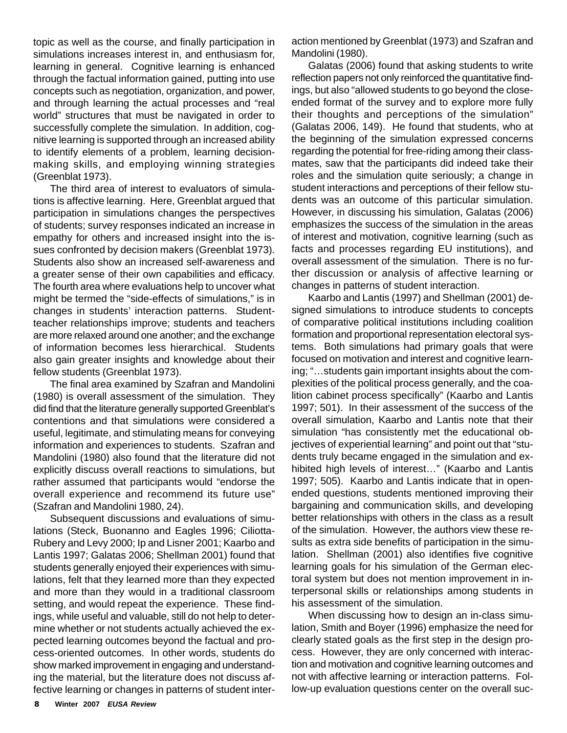topic as well as the course, and finally participation in simulations increases interest in, and enthusiasm for, learning in general. Cognitive learning is enhanced through the factual information gained, putting into use concepts such as negotiation, organization, and power, and through learning the actual processes and "real world" structures that must be navigated in order to successfully complete the simulation. In addition, cognitive learning is supported through an increased ability to identify elements of a problem, learning decision-making skills, and employing winning strategies (Greenblat 1973).

The third area of interest to evaluators of simulations is affective learning. Here, Greenblat argued that participation in simulations changes the perspectives of students; survey responses indicated an increase in empathy for others and increased insight into the issues confronted by decision makers (Greenblat 1973). Students also show an increased self-awareness and a greater sense of their own capabilities and efficacy. The fourth area where evaluations help to uncover what might be termed the "side-effects of simulations," is in changes in students' interaction patterns. Student-teacher relationships improve; students and teachers are more relaxed around one another; and the exchange of information becomes less hierarchical. Students also gain greater insights and knowledge about their fellow students (Greenblat 1973).

The final area examined by Szafran and Mandolini (1980) is overall assessment of the simulation. They did find that the literature generally supported Greenblat's contentions and that simulations were considered a useful, legitimate, and stimulating means for conveying information and experiences to students. Szafran and Mandolini (1980) also found that the literature did not explicitly discuss overall reactions to simulations, but rather assumed that participants would "endorse the overall experience and recommend its future use" (Szafran and Mandolini 1980, 24).

Subsequent discussions and evaluations of simulations (Steck, Buonanno and Eagles 1996; Ciliotta-Rubery and Levy 2000; Ip and Lisner 2001; Kaarbo and Lantis 1997; Galatas 2006; Shellman 2001) found that students generally enjoyed their experiences with simulations, felt that they learned more than they expected and more than they would in a traditional classroom setting, and would repeat the experience. These findings, while useful and valuable, still do not help to determine whether or not students actually achieved the expected learning outcomes beyond the factual and process-oriented outcomes. In other words, students do show marked improvement in engaging and understanding the material, but the literature does not discuss affective learning or changes in patterns of student interaction mentioned by Greenblat (1973) and Szafran and Mandolini (1980).

Galatas (2006) found that asking students to write reflection papers not only reinforced the quantitative findings, but also "allowed students to go beyond the close-ended format of the survey and to explore more fully their thoughts and perceptions of the simulation" (Galatas 2006, 149). He found that students, who at the beginning of the simulation expressed concerns regarding the potential for free-riding among their classmates, saw that the participants did indeed take their roles and the simulation quite seriously; a change in student interactions and perceptions of their fellow students was an outcome of this particular simulation. However, in discussing his simulation, Galatas (2006) emphasizes the success of the simulation in the areas of interest and motivation, cognitive learning (such as facts and processes regarding EU institutions), and overall assessment of the simulation. There is no further discussion or analysis of affective learning or changes in patterns of student interaction.

Kaarbo and Lantis (1997) and Shellman (2001) designed simulations to introduce students to concepts of comparative political institutions including coalition formation and proportional representation electoral systems. Both simulations had primary goals that were focused on motivation and interest and cognitive learning; "…students gain important insights about the complexities of the political process generally, and the coalition cabinet process specifically" (Kaarbo and Lantis 1997; 501). In their assessment of the success of the overall simulation, Kaarbo and Lantis note that their simulation "has consistently met the educational objectives of experiential learning" and point out that "students truly became engaged in the simulation and exhibited high levels of interest…" (Kaarbo and Lantis 1997; 505). Kaarbo and Lantis indicate that in open-ended questions, students mentioned improving their bargaining and communication skills, and developing better relationships with others in the class as a result of the simulation. However, the authors view these results as extra side benefits of participation in the simulation. Shellman (2001) also identifies five cognitive learning goals for his simulation of the German electoral system but does not mention improvement in interpersonal skills or relationships among students in his assessment of the simulation.

When discussing how to design an in-class simulation, Smith and Boyer (1996) emphasize the need for clearly stated goals as the first step in the design process. However, they are only concerned with interaction and motivation and cognitive learning outcomes and not with affective learning or interaction patterns. Follow-up evaluation questions center on the overall suc-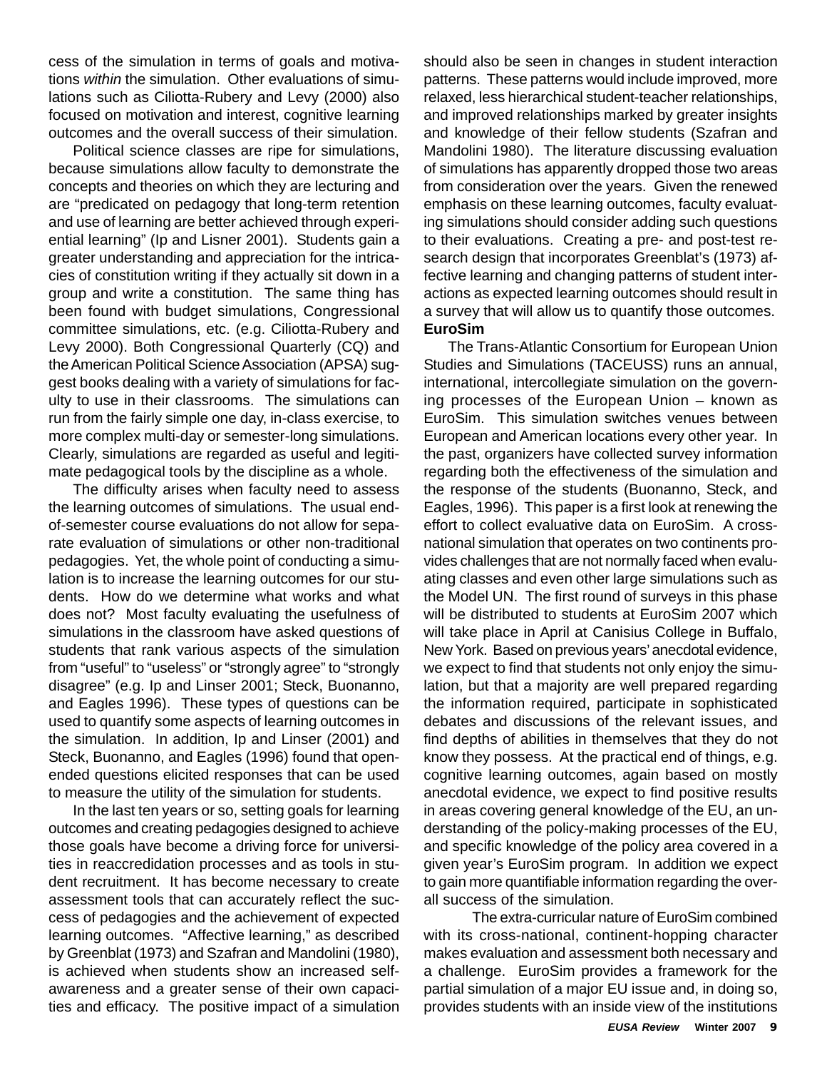cess of the simulation in terms of goals and motivations *within* the simulation. Other evaluations of simulations such as Ciliotta-Rubery and Levy (2000) also focused on motivation and interest, cognitive learning outcomes and the overall success of their simulation.

Political science classes are ripe for simulations, because simulations allow faculty to demonstrate the concepts and theories on which they are lecturing and are "predicated on pedagogy that long-term retention and use of learning are better achieved through experiential learning" (Ip and Lisner 2001). Students gain a greater understanding and appreciation for the intricacies of constitution writing if they actually sit down in a group and write a constitution. The same thing has been found with budget simulations, Congressional committee simulations, etc. (e.g. Ciliotta-Rubery and Levy 2000). Both Congressional Quarterly (CQ) and the American Political Science Association (APSA) suggest books dealing with a variety of simulations for faculty to use in their classrooms. The simulations can run from the fairly simple one day, in-class exercise, to more complex multi-day or semester-long simulations. Clearly, simulations are regarded as useful and legitimate pedagogical tools by the discipline as a whole.

The difficulty arises when faculty need to assess the learning outcomes of simulations. The usual end-of-semester course evaluations do not allow for separate evaluation of simulations or other non-traditional pedagogies. Yet, the whole point of conducting a simulation is to increase the learning outcomes for our students. How do we determine what works and what does not? Most faculty evaluating the usefulness of simulations in the classroom have asked questions of students that rank various aspects of the simulation from "useful" to "useless" or "strongly agree" to "strongly disagree" (e.g. Ip and Linser 2001; Steck, Buonanno, and Eagles 1996). These types of questions can be used to quantify some aspects of learning outcomes in the simulation. In addition, Ip and Linser (2001) and Steck, Buonanno, and Eagles (1996) found that open-ended questions elicited responses that can be used to measure the utility of the simulation for students.

In the last ten years or so, setting goals for learning outcomes and creating pedagogies designed to achieve those goals have become a driving force for universities in reaccredidation processes and as tools in student recruitment. It has become necessary to create assessment tools that can accurately reflect the success of pedagogies and the achievement of expected learning outcomes. "Affective learning," as described by Greenblat (1973) and Szafran and Mandolini (1980), is achieved when students show an increased self-awareness and a greater sense of their own capacities and efficacy. The positive impact of a simulation should also be seen in changes in student interaction patterns. These patterns would include improved, more relaxed, less hierarchical student-teacher relationships, and improved relationships marked by greater insights and knowledge of their fellow students (Szafran and Mandolini 1980). The literature discussing evaluation of simulations has apparently dropped those two areas from consideration over the years. Given the renewed emphasis on these learning outcomes, faculty evaluating simulations should consider adding such questions to their evaluations. Creating a pre- and post-test research design that incorporates Greenblat's (1973) affective learning and changing patterns of student interactions as expected learning outcomes should result in a survey that will allow us to quantify those outcomes.

**EuroSim**

The Trans-Atlantic Consortium for European Union Studies and Simulations (TACEUSS) runs an annual, international, intercollegiate simulation on the governing processes of the European Union – known as EuroSim. This simulation switches venues between European and American locations every other year. In the past, organizers have collected survey information regarding both the effectiveness of the simulation and the response of the students (Buonanno, Steck, and Eagles, 1996). This paper is a first look at renewing the effort to collect evaluative data on EuroSim. A cross-national simulation that operates on two continents provides challenges that are not normally faced when evaluating classes and even other large simulations such as the Model UN. The first round of surveys in this phase will be distributed to students at EuroSim 2007 which will take place in April at Canisius College in Buffalo, New York. Based on previous years' anecdotal evidence, we expect to find that students not only enjoy the simulation, but that a majority are well prepared regarding the information required, participate in sophisticated debates and discussions of the relevant issues, and find depths of abilities in themselves that they do not know they possess. At the practical end of things, e.g. cognitive learning outcomes, again based on mostly anecdotal evidence, we expect to find positive results in areas covering general knowledge of the EU, an understanding of the policy-making processes of the EU, and specific knowledge of the policy area covered in a given year's EuroSim program. In addition we expect to gain more quantifiable information regarding the overall success of the simulation.

The extra-curricular nature of EuroSim combined with its cross-national, continent-hopping character makes evaluation and assessment both necessary and a challenge. EuroSim provides a framework for the partial simulation of a major EU issue and, in doing so, provides students with an inside view of the institutions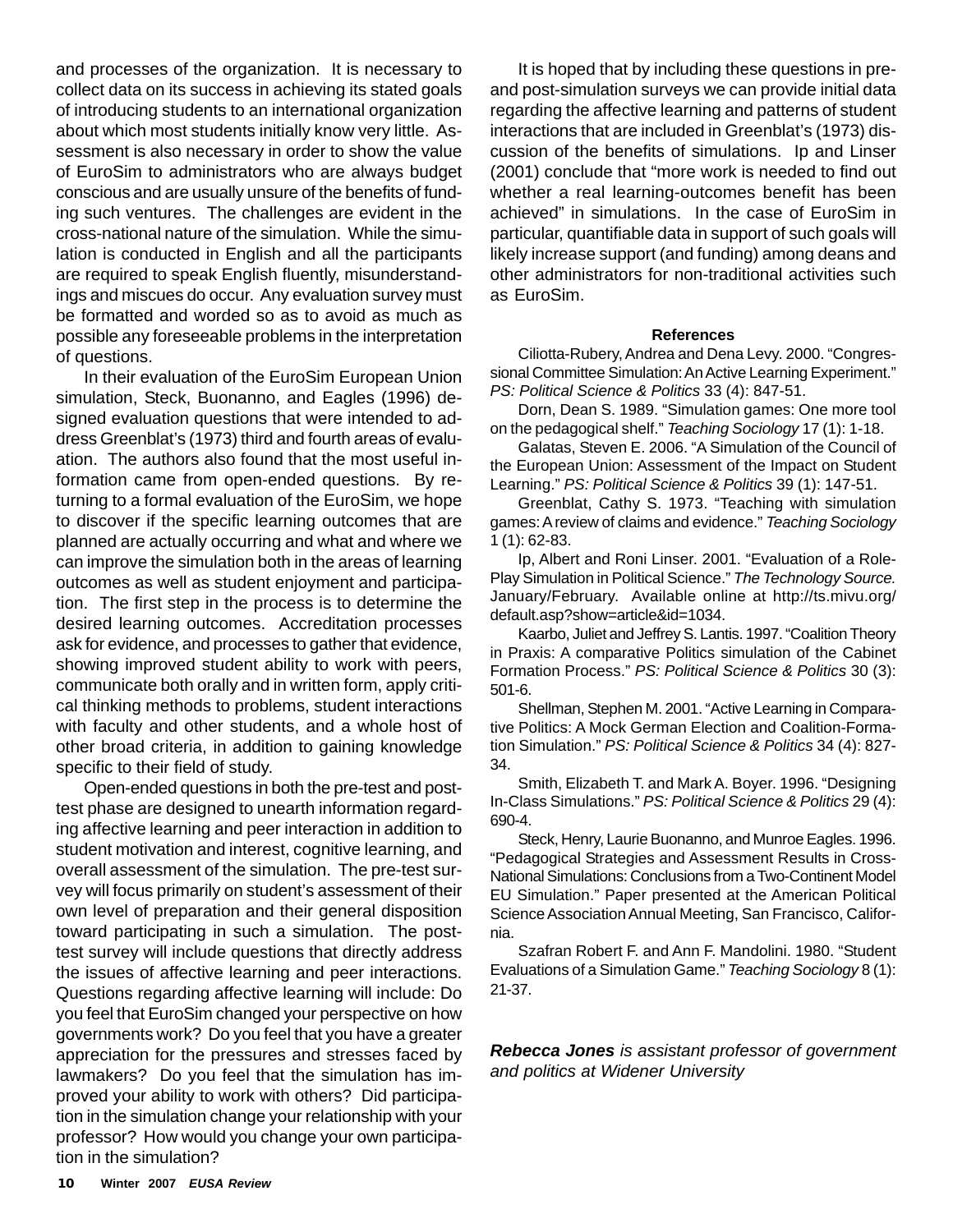and processes of the organization. It is necessary to collect data on its success in achieving its stated goals of introducing students to an international organization about which most students initially know very little. Assessment is also necessary in order to show the value of EuroSim to administrators who are always budget conscious and are usually unsure of the benefits of funding such ventures. The challenges are evident in the cross-national nature of the simulation. While the simulation is conducted in English and all the participants are required to speak English fluently, misunderstandings and miscues do occur. Any evaluation survey must be formatted and worded so as to avoid as much as possible any foreseeable problems in the interpretation of questions.

In their evaluation of the EuroSim European Union simulation, Steck, Buonanno, and Eagles (1996) designed evaluation questions that were intended to address Greenblat's (1973) third and fourth areas of evaluation. The authors also found that the most useful information came from open-ended questions. By returning to a formal evaluation of the EuroSim, we hope to discover if the specific learning outcomes that are planned are actually occurring and what and where we can improve the simulation both in the areas of learning outcomes as well as student enjoyment and participation. The first step in the process is to determine the desired learning outcomes. Accreditation processes ask for evidence, and processes to gather that evidence, showing improved student ability to work with peers, communicate both orally and in written form, apply critical thinking methods to problems, student interactions with faculty and other students, and a whole host of other broad criteria, in addition to gaining knowledge specific to their field of study.

Open-ended questions in both the pre-test and post-test phase are designed to unearth information regarding affective learning and peer interaction in addition to student motivation and interest, cognitive learning, and overall assessment of the simulation. The pre-test survey will focus primarily on student's assessment of their own level of preparation and their general disposition toward participating in such a simulation. The post-test survey will include questions that directly address the issues of affective learning and peer interactions. Questions regarding affective learning will include: Do you feel that EuroSim changed your perspective on how governments work? Do you feel that you have a greater appreciation for the pressures and stresses faced by lawmakers? Do you feel that the simulation has improved your ability to work with others? Did participation in the simulation change your relationship with your professor? How would you change your own participation in the simulation?

It is hoped that by including these questions in pre- and post-simulation surveys we can provide initial data regarding the affective learning and patterns of student interactions that are included in Greenblat's (1973) discussion of the benefits of simulations. Ip and Linser (2001) conclude that "more work is needed to find out whether a real learning-outcomes benefit has been achieved" in simulations. In the case of EuroSim in particular, quantifiable data in support of such goals will likely increase support (and funding) among deans and other administrators for non-traditional activities such as EuroSim.

### References

Ciliotta-Rubery, Andrea and Dena Levy. 2000. "Congressional Committee Simulation: An Active Learning Experiment." *PS: Political Science & Politics* 33 (4): 847-51.

Dorn, Dean S. 1989. "Simulation games: One more tool on the pedagogical shelf." *Teaching Sociology* 17 (1): 1-18.

Galatas, Steven E. 2006. "A Simulation of the Council of the European Union: Assessment of the Impact on Student Learning." *PS: Political Science & Politics* 39 (1): 147-51.

Greenblat, Cathy S. 1973. "Teaching with simulation games: A review of claims and evidence." *Teaching Sociology* 1 (1): 62-83.

Ip, Albert and Roni Linser. 2001. "Evaluation of a Role-Play Simulation in Political Science." *The Technology Source.* January/February. Available online at http://ts.mivu.org/default.asp?show=article&id=1034.

Kaarbo, Juliet and Jeffrey S. Lantis. 1997. "Coalition Theory in Praxis: A comparative Politics simulation of the Cabinet Formation Process." *PS: Political Science & Politics* 30 (3): 501-6.

Shellman, Stephen M. 2001. "Active Learning in Comparative Politics: A Mock German Election and Coalition-Formation Simulation." *PS: Political Science & Politics* 34 (4): 827-34.

Smith, Elizabeth T. and Mark A. Boyer. 1996. "Designing In-Class Simulations." *PS: Political Science & Politics* 29 (4): 690-4.

Steck, Henry, Laurie Buonanno, and Munroe Eagles. 1996. "Pedagogical Strategies and Assessment Results in Cross-National Simulations: Conclusions from a Two-Continent Model EU Simulation." Paper presented at the American Political Science Association Annual Meeting, San Francisco, California.

Szafran Robert F. and Ann F. Mandolini. 1980. "Student Evaluations of a Simulation Game." *Teaching Sociology* 8 (1): 21-37.

***Rebecca Jones** is assistant professor of government and politics at Widener University*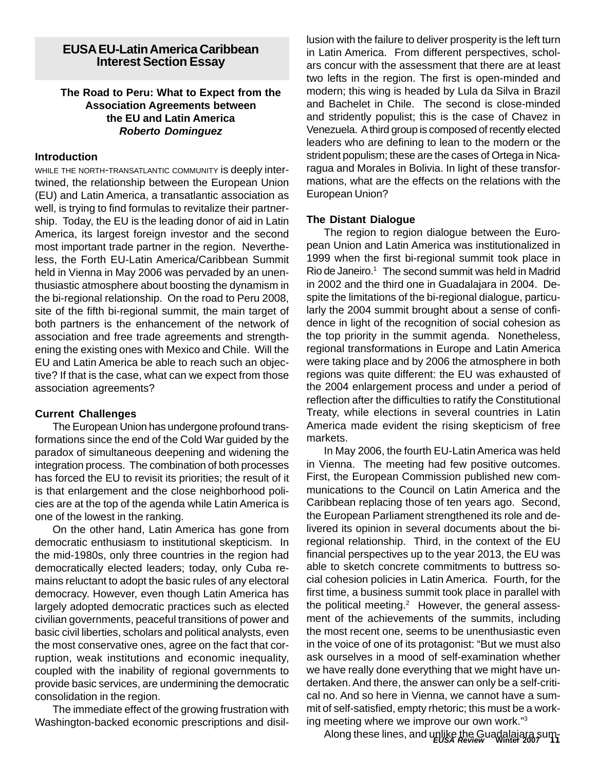## EUSA EU-Latin America Caribbean Interest Section Essay

### The Road to Peru: What to Expect from the Association Agreements between the EU and Latin America

***Roberto Dominguez***

#### Introduction

WHILE THE NORTH-TRANSATLANTIC COMMUNITY is deeply intertwined, the relationship between the European Union (EU) and Latin America, a transatlantic association as well, is trying to find formulas to revitalize their partnership. Today, the EU is the leading donor of aid in Latin America, its largest foreign investor and the second most important trade partner in the region. Nevertheless, the Forth EU-Latin America/Caribbean Summit held in Vienna in May 2006 was pervaded by an unenthusiastic atmosphere about boosting the dynamism in the bi-regional relationship. On the road to Peru 2008, site of the fifth bi-regional summit, the main target of both partners is the enhancement of the network of association and free trade agreements and strengthening the existing ones with Mexico and Chile. Will the EU and Latin America be able to reach such an objective? If that is the case, what can we expect from those association agreements?

#### Current Challenges

The European Union has undergone profound transformations since the end of the Cold War guided by the paradox of simultaneous deepening and widening the integration process. The combination of both processes has forced the EU to revisit its priorities; the result of it is that enlargement and the close neighborhood policies are at the top of the agenda while Latin America is one of the lowest in the ranking.

On the other hand, Latin America has gone from democratic enthusiasm to institutional skepticism. In the mid-1980s, only three countries in the region had democratically elected leaders; today, only Cuba remains reluctant to adopt the basic rules of any electoral democracy. However, even though Latin America has largely adopted democratic practices such as elected civilian governments, peaceful transitions of power and basic civil liberties, scholars and political analysts, even the most conservative ones, agree on the fact that corruption, weak institutions and economic inequality, coupled with the inability of regional governments to provide basic services, are undermining the democratic consolidation in the region.

The immediate effect of the growing frustration with Washington-backed economic prescriptions and disillusion with the failure to deliver prosperity is the left turn in Latin America. From different perspectives, scholars concur with the assessment that there are at least two lefts in the region. The first is open-minded and modern; this wing is headed by Lula da Silva in Brazil and Bachelet in Chile. The second is close-minded and stridently populist; this is the case of Chavez in Venezuela. A third group is composed of recently elected leaders who are defining to lean to the modern or the strident populism; these are the cases of Ortega in Nicaragua and Morales in Bolivia. In light of these transformations, what are the effects on the relations with the European Union?

#### The Distant Dialogue

The region to region dialogue between the European Union and Latin America was institutionalized in 1999 when the first bi-regional summit took place in Rio de Janeiro.[1] The second summit was held in Madrid in 2002 and the third one in Guadalajara in 2004. Despite the limitations of the bi-regional dialogue, particularly the 2004 summit brought about a sense of confidence in light of the recognition of social cohesion as the top priority in the summit agenda. Nonetheless, regional transformations in Europe and Latin America were taking place and by 2006 the atmosphere in both regions was quite different: the EU was exhausted of the 2004 enlargement process and under a period of reflection after the difficulties to ratify the Constitutional Treaty, while elections in several countries in Latin America made evident the rising skepticism of free markets.

In May 2006, the fourth EU-Latin America was held in Vienna. The meeting had few positive outcomes. First, the European Commission published new communications to the Council on Latin America and the Caribbean replacing those of ten years ago. Second, the European Parliament strengthened its role and delivered its opinion in several documents about the bi-regional relationship. Third, in the context of the EU financial perspectives up to the year 2013, the EU was able to sketch concrete commitments to buttress social cohesion policies in Latin America. Fourth, for the first time, a business summit took place in parallel with the political meeting.[2] However, the general assessment of the achievements of the summits, including the most recent one, seems to be unenthusiastic even in the voice of one of its protagonist: "But we must also ask ourselves in a mood of self-examination whether we have really done everything that we might have undertaken. And there, the answer can only be a self-critical no. And so here in Vienna, we cannot have a summit of self-satisfied, empty rhetoric; this must be a working meeting where we improve our own work."[3]

Along these lines, and unlike the Guadalajara sum-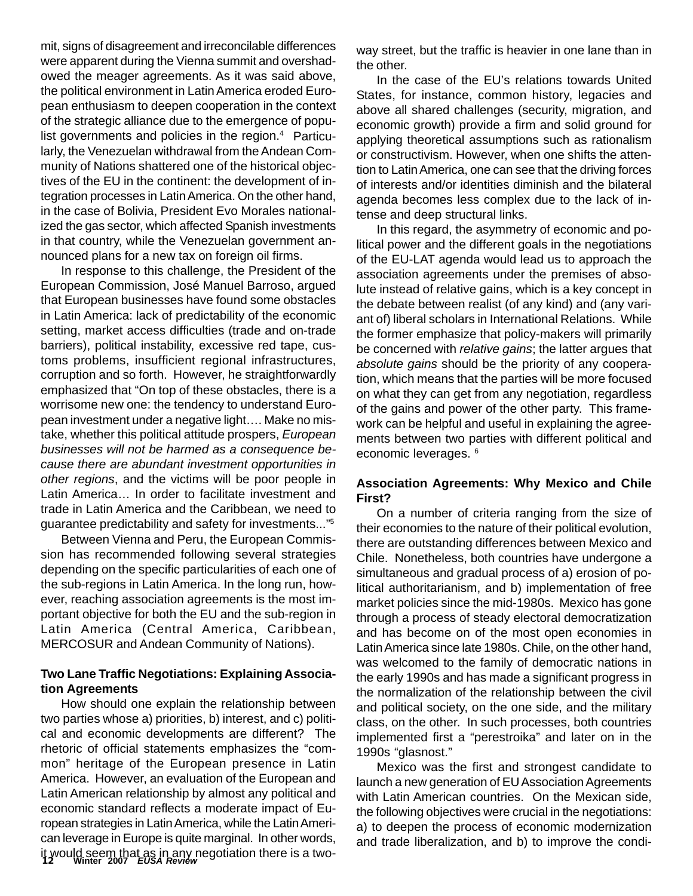mit, signs of disagreement and irreconcilable differences were apparent during the Vienna summit and overshadowed the meager agreements. As it was said above, the political environment in Latin America eroded European enthusiasm to deepen cooperation in the context of the strategic alliance due to the emergence of populist governments and policies in the region.[4] Particularly, the Venezuelan withdrawal from the Andean Community of Nations shattered one of the historical objectives of the EU in the continent: the development of integration processes in Latin America. On the other hand, in the case of Bolivia, President Evo Morales nationalized the gas sector, which affected Spanish investments in that country, while the Venezuelan government announced plans for a new tax on foreign oil firms.

In response to this challenge, the President of the European Commission, José Manuel Barroso, argued that European businesses have found some obstacles in Latin America: lack of predictability of the economic setting, market access difficulties (trade and on-trade barriers), political instability, excessive red tape, customs problems, insufficient regional infrastructures, corruption and so forth. However, he straightforwardly emphasized that "On top of these obstacles, there is a worrisome new one: the tendency to understand European investment under a negative light…. Make no mistake, whether this political attitude prospers, *European businesses will not be harmed as a consequence because there are abundant investment opportunities in other regions*, and the victims will be poor people in Latin America… In order to facilitate investment and trade in Latin America and the Caribbean, we need to guarantee predictability and safety for investments..."[5]

Between Vienna and Peru, the European Commission has recommended following several strategies depending on the specific particularities of each one of the sub-regions in Latin America. In the long run, however, reaching association agreements is the most important objective for both the EU and the sub-region in Latin America (Central America, Caribbean, MERCOSUR and Andean Community of Nations).

**Two Lane Traffic Negotiations: Explaining Association Agreements**

How should one explain the relationship between two parties whose a) priorities, b) interest, and c) political and economic developments are different? The rhetoric of official statements emphasizes the "common" heritage of the European presence in Latin America. However, an evaluation of the European and Latin American relationship by almost any political and economic standard reflects a moderate impact of European strategies in Latin America, while the Latin American leverage in Europe is quite marginal. In other words, it would seem that as in any negotiation there is a two-way street, but the traffic is heavier in one lane than in the other.

In the case of the EU's relations towards United States, for instance, common history, legacies and above all shared challenges (security, migration, and economic growth) provide a firm and solid ground for applying theoretical assumptions such as rationalism or constructivism. However, when one shifts the attention to Latin America, one can see that the driving forces of interests and/or identities diminish and the bilateral agenda becomes less complex due to the lack of intense and deep structural links.

In this regard, the asymmetry of economic and political power and the different goals in the negotiations of the EU-LAT agenda would lead us to approach the association agreements under the premises of absolute instead of relative gains, which is a key concept in the debate between realist (of any kind) and (any variant of) liberal scholars in International Relations. While the former emphasize that policy-makers will primarily be concerned with *relative gains*; the latter argues that *absolute gains* should be the priority of any cooperation, which means that the parties will be more focused on what they can get from any negotiation, regardless of the gains and power of the other party. This framework can be helpful and useful in explaining the agreements between two parties with different political and economic leverages. [6]

**Association Agreements: Why Mexico and Chile First?**

On a number of criteria ranging from the size of their economies to the nature of their political evolution, there are outstanding differences between Mexico and Chile. Nonetheless, both countries have undergone a simultaneous and gradual process of a) erosion of political authoritarianism, and b) implementation of free market policies since the mid-1980s. Mexico has gone through a process of steady electoral democratization and has become on of the most open economies in Latin America since late 1980s. Chile, on the other hand, was welcomed to the family of democratic nations in the early 1990s and has made a significant progress in the normalization of the relationship between the civil and political society, on the one side, and the military class, on the other. In such processes, both countries implemented first a "perestroika" and later on in the 1990s "glasnost."

Mexico was the first and strongest candidate to launch a new generation of EU Association Agreements with Latin American countries. On the Mexican side, the following objectives were crucial in the negotiations: a) to deepen the process of economic modernization and trade liberalization, and b) to improve the condi-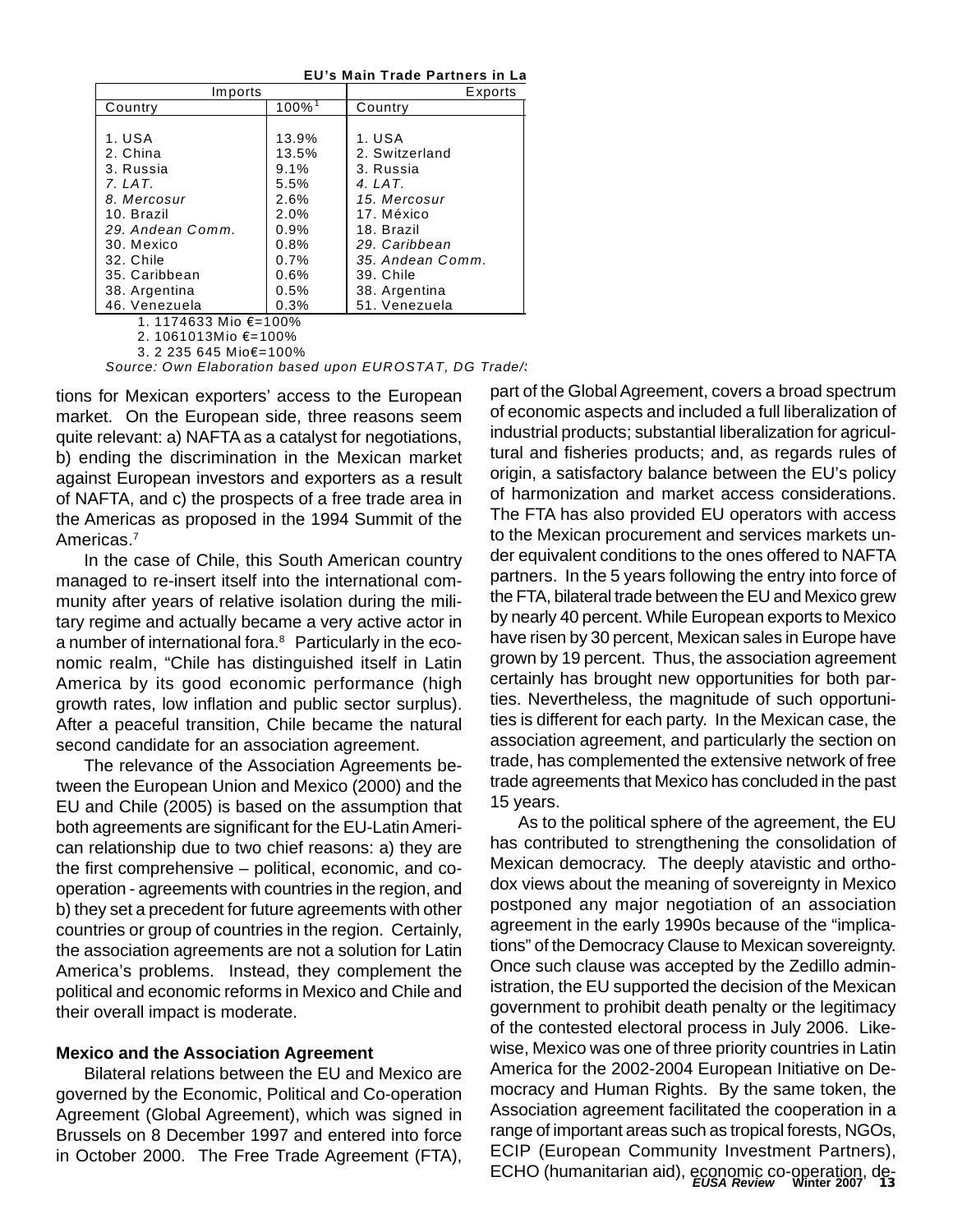**EU's Main Trade Partners in La**

| Imports | | Exports |
|---|---|---|
| Country | 100%[1] | Country |
| 1. USA | 13.9% | 1. USA |
| 2. China | 13.5% | 2. Switzerland |
| 3. Russia | 9.1% | 3. Russia |
| *7. LAT.* | 5.5% | *4. LAT.* |
| *8. Mercosur* | 2.6% | *15. Mercosur* |
| 10. Brazil | 2.0% | 17. México |
| *29. Andean Comm.* | 0.9% | 18. Brazil |
| 30. Mexico | 0.8% | *29. Caribbean* |
| 32. Chile | 0.7% | *35. Andean Comm.* |
| 35. Caribbean | 0.6% | 39. Chile |
| 38. Argentina | 0.5% | 38. Argentina |
| 46. Venezuela | 0.3% | 51. Venezuela |

1. 1174633 Mio €=100%
2. 1061013Mio €=100%
3. 2 235 645 Mio€=100%

*Source: Own Elaboration based upon EUROSTAT, DG Trade/*

tions for Mexican exporters' access to the European market. On the European side, three reasons seem quite relevant: a) NAFTA as a catalyst for negotiations, b) ending the discrimination in the Mexican market against European investors and exporters as a result of NAFTA, and c) the prospects of a free trade area in the Americas as proposed in the 1994 Summit of the Americas.[7]

In the case of Chile, this South American country managed to re-insert itself into the international community after years of relative isolation during the military regime and actually became a very active actor in a number of international fora.[8] Particularly in the economic realm, "Chile has distinguished itself in Latin America by its good economic performance (high growth rates, low inflation and public sector surplus). After a peaceful transition, Chile became the natural second candidate for an association agreement.

The relevance of the Association Agreements between the European Union and Mexico (2000) and the EU and Chile (2005) is based on the assumption that both agreements are significant for the EU-Latin American relationship due to two chief reasons: a) they are the first comprehensive – political, economic, and cooperation - agreements with countries in the region, and b) they set a precedent for future agreements with other countries or group of countries in the region. Certainly, the association agreements are not a solution for Latin America's problems. Instead, they complement the political and economic reforms in Mexico and Chile and their overall impact is moderate.

### Mexico and the Association Agreement

Bilateral relations between the EU and Mexico are governed by the Economic, Political and Co-operation Agreement (Global Agreement), which was signed in Brussels on 8 December 1997 and entered into force in October 2000. The Free Trade Agreement (FTA), part of the Global Agreement, covers a broad spectrum of economic aspects and included a full liberalization of industrial products; substantial liberalization for agricultural and fisheries products; and, as regards rules of origin, a satisfactory balance between the EU's policy of harmonization and market access considerations. The FTA has also provided EU operators with access to the Mexican procurement and services markets under equivalent conditions to the ones offered to NAFTA partners. In the 5 years following the entry into force of the FTA, bilateral trade between the EU and Mexico grew by nearly 40 percent. While European exports to Mexico have risen by 30 percent, Mexican sales in Europe have grown by 19 percent. Thus, the association agreement certainly has brought new opportunities for both parties. Nevertheless, the magnitude of such opportunities is different for each party. In the Mexican case, the association agreement, and particularly the section on trade, has complemented the extensive network of free trade agreements that Mexico has concluded in the past 15 years.

As to the political sphere of the agreement, the EU has contributed to strengthening the consolidation of Mexican democracy. The deeply atavistic and orthodox views about the meaning of sovereignty in Mexico postponed any major negotiation of an association agreement in the early 1990s because of the "implications" of the Democracy Clause to Mexican sovereignty. Once such clause was accepted by the Zedillo administration, the EU supported the decision of the Mexican government to prohibit death penalty or the legitimacy of the contested electoral process in July 2006. Likewise, Mexico was one of three priority countries in Latin America for the 2002-2004 European Initiative on Democracy and Human Rights. By the same token, the Association agreement facilitated the cooperation in a range of important areas such as tropical forests, NGOs, ECIP (European Community Investment Partners), ECHO (humanitarian aid), economic co-operation, de-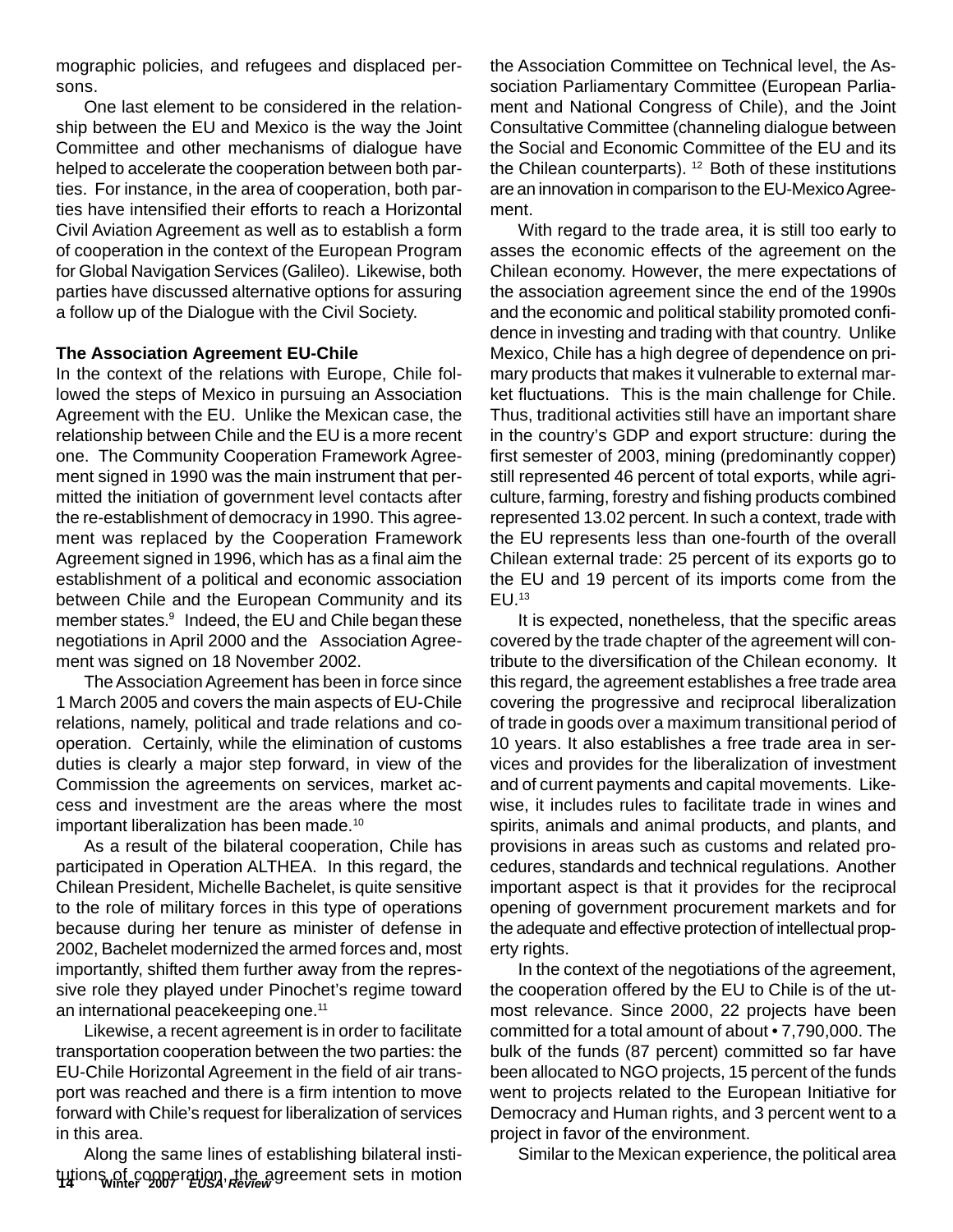mographic policies, and refugees and displaced persons.

One last element to be considered in the relationship between the EU and Mexico is the way the Joint Committee and other mechanisms of dialogue have helped to accelerate the cooperation between both parties. For instance, in the area of cooperation, both parties have intensified their efforts to reach a Horizontal Civil Aviation Agreement as well as to establish a form of cooperation in the context of the European Program for Global Navigation Services (Galileo). Likewise, both parties have discussed alternative options for assuring a follow up of the Dialogue with the Civil Society.

**The Association Agreement EU-Chile**

In the context of the relations with Europe, Chile followed the steps of Mexico in pursuing an Association Agreement with the EU. Unlike the Mexican case, the relationship between Chile and the EU is a more recent one. The Community Cooperation Framework Agreement signed in 1990 was the main instrument that permitted the initiation of government level contacts after the re-establishment of democracy in 1990. This agreement was replaced by the Cooperation Framework Agreement signed in 1996, which has as a final aim the establishment of a political and economic association between Chile and the European Community and its member states.[9] Indeed, the EU and Chile began these negotiations in April 2000 and the Association Agreement was signed on 18 November 2002.

The Association Agreement has been in force since 1 March 2005 and covers the main aspects of EU-Chile relations, namely, political and trade relations and cooperation. Certainly, while the elimination of customs duties is clearly a major step forward, in view of the Commission the agreements on services, market access and investment are the areas where the most important liberalization has been made.[10]

As a result of the bilateral cooperation, Chile has participated in Operation ALTHEA. In this regard, the Chilean President, Michelle Bachelet, is quite sensitive to the role of military forces in this type of operations because during her tenure as minister of defense in 2002, Bachelet modernized the armed forces and, most importantly, shifted them further away from the repressive role they played under Pinochet's regime toward an international peacekeeping one.[11]

Likewise, a recent agreement is in order to facilitate transportation cooperation between the two parties: the EU-Chile Horizontal Agreement in the field of air transport was reached and there is a firm intention to move forward with Chile's request for liberalization of services in this area.

Along the same lines of establishing bilateral institutions of cooperation, the agreement sets in motion the Association Committee on Technical level, the Association Parliamentary Committee (European Parliament and National Congress of Chile), and the Joint Consultative Committee (channeling dialogue between the Social and Economic Committee of the EU and its the Chilean counterparts). [12] Both of these institutions are an innovation in comparison to the EU-Mexico Agreement.

With regard to the trade area, it is still too early to asses the economic effects of the agreement on the Chilean economy. However, the mere expectations of the association agreement since the end of the 1990s and the economic and political stability promoted confidence in investing and trading with that country. Unlike Mexico, Chile has a high degree of dependence on primary products that makes it vulnerable to external market fluctuations. This is the main challenge for Chile. Thus, traditional activities still have an important share in the country's GDP and export structure: during the first semester of 2003, mining (predominantly copper) still represented 46 percent of total exports, while agriculture, farming, forestry and fishing products combined represented 13.02 percent. In such a context, trade with the EU represents less than one-fourth of the overall Chilean external trade: 25 percent of its exports go to the EU and 19 percent of its imports come from the EU.[13]

It is expected, nonetheless, that the specific areas covered by the trade chapter of the agreement will contribute to the diversification of the Chilean economy. It this regard, the agreement establishes a free trade area covering the progressive and reciprocal liberalization of trade in goods over a maximum transitional period of 10 years. It also establishes a free trade area in services and provides for the liberalization of investment and of current payments and capital movements. Likewise, it includes rules to facilitate trade in wines and spirits, animals and animal products, and plants, and provisions in areas such as customs and related procedures, standards and technical regulations. Another important aspect is that it provides for the reciprocal opening of government procurement markets and for the adequate and effective protection of intellectual property rights.

In the context of the negotiations of the agreement, the cooperation offered by the EU to Chile is of the utmost relevance. Since 2000, 22 projects have been committed for a total amount of about • 7,790,000. The bulk of the funds (87 percent) committed so far have been allocated to NGO projects, 15 percent of the funds went to projects related to the European Initiative for Democracy and Human rights, and 3 percent went to a project in favor of the environment.

Similar to the Mexican experience, the political area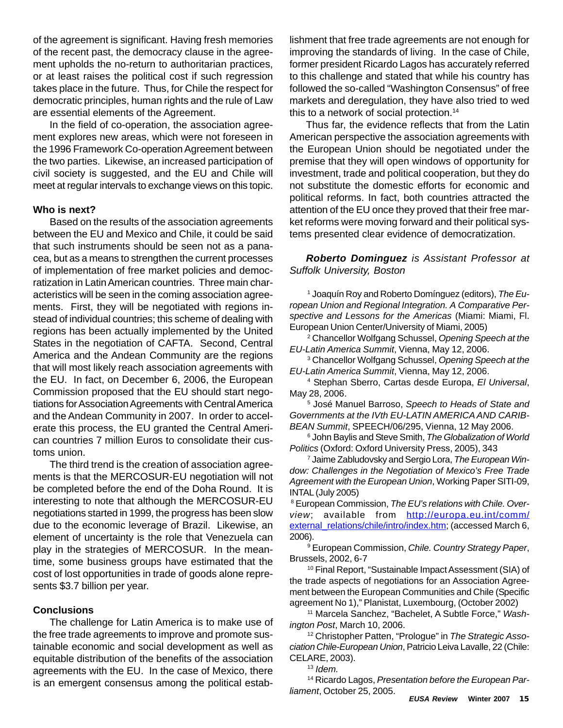of the agreement is significant. Having fresh memories of the recent past, the democracy clause in the agreement upholds the no-return to authoritarian practices, or at least raises the political cost if such regression takes place in the future. Thus, for Chile the respect for democratic principles, human rights and the rule of Law are essential elements of the Agreement.

In the field of co-operation, the association agreement explores new areas, which were not foreseen in the 1996 Framework Co-operation Agreement between the two parties. Likewise, an increased participation of civil society is suggested, and the EU and Chile will meet at regular intervals to exchange views on this topic.

**Who is next?**

Based on the results of the association agreements between the EU and Mexico and Chile, it could be said that such instruments should be seen not as a panacea, but as a means to strengthen the current processes of implementation of free market policies and democratization in Latin American countries. Three main characteristics will be seen in the coming association agreements. First, they will be negotiated with regions instead of individual countries; this scheme of dealing with regions has been actually implemented by the United States in the negotiation of CAFTA. Second, Central America and the Andean Community are the regions that will most likely reach association agreements with the EU. In fact, on December 6, 2006, the European Commission proposed that the EU should start negotiations for Association Agreements with Central America and the Andean Community in 2007. In order to accelerate this process, the EU granted the Central American countries 7 million Euros to consolidate their customs union.

The third trend is the creation of association agreements is that the MERCOSUR-EU negotiation will not be completed before the end of the Doha Round. It is interesting to note that although the MERCOSUR-EU negotiations started in 1999, the progress has been slow due to the economic leverage of Brazil. Likewise, an element of uncertainty is the role that Venezuela can play in the strategies of MERCOSUR. In the meantime, some business groups have estimated that the cost of lost opportunities in trade of goods alone represents $3.7 billion per year.

**Conclusions**

The challenge for Latin America is to make use of the free trade agreements to improve and promote sustainable economic and social development as well as equitable distribution of the benefits of the association agreements with the EU. In the case of Mexico, there is an emergent consensus among the political establishment that free trade agreements are not enough for improving the standards of living. In the case of Chile, former president Ricardo Lagos has accurately referred to this challenge and stated that while his country has followed the so-called "Washington Consensus" of free markets and deregulation, they have also tried to wed this to a network of social protection.[14]

Thus far, the evidence reflects that from the Latin American perspective the association agreements with the European Union should be negotiated under the premise that they will open windows of opportunity for investment, trade and political cooperation, but they do not substitute the domestic efforts for economic and political reforms. In fact, both countries attracted the attention of the EU once they proved that their free market reforms were moving forward and their political systems presented clear evidence of democratization.

***Roberto Dominguez** is Assistant Professor at Suffolk University, Boston*

[1] Joaquín Roy and Roberto Domínguez (editors), *The European Union and Regional Integration. A Comparative Perspective and Lessons for the Americas* (Miami: Miami, Fl. European Union Center/University of Miami, 2005)

[2] Chancellor Wolfgang Schussel, *Opening Speech at the EU-Latin America Summit*, Vienna, May 12, 2006.

[3] Chancellor Wolfgang Schussel, *Opening Speech at the EU-Latin America Summit*, Vienna, May 12, 2006.

[4] Stephan Sberro, Cartas desde Europa, *El Universal*, May 28, 2006.

[5] José Manuel Barroso, *Speech to Heads of State and Governments at the IVth EU-LATIN AMERICA AND CARIBBEAN Summit*, SPEECH/06/295, Vienna, 12 May 2006.

[6] John Baylis and Steve Smith, *The Globalization of World Politics* (Oxford: Oxford University Press, 2005), 343

[7] Jaime Zabludovsky and Sergio Lora, *The European Window: Challenges in the Negotiation of Mexico's Free Trade Agreement with the European Union*, Working Paper SITI-09, INTAL (July 2005)

[8] European Commission, *The EU's relations with Chile. Overview*; available from http://europa.eu.int/comm/external_relations/chile/intro/index.htm; (accessed March 6, 2006).

[9] European Commission, *Chile. Country Strategy Paper*, Brussels, 2002, 6-7

[10] Final Report, "Sustainable Impact Assessment (SIA) of the trade aspects of negotiations for an Association Agreement between the European Communities and Chile (Specific agreement No 1)," Planistat, Luxembourg, (October 2002)

[11] Marcela Sanchez, "Bachelet, A Subtle Force," *Washington Post*, March 10, 2006.

[12] Christopher Patten, "Prologue" in *The Strategic Association Chile-European Union*, Patricio Leiva Lavalle, 22 (Chile: CELARE, 2003).

[13] *Idem.*

[14] Ricardo Lagos, *Presentation before the European Parliament*, October 25, 2005.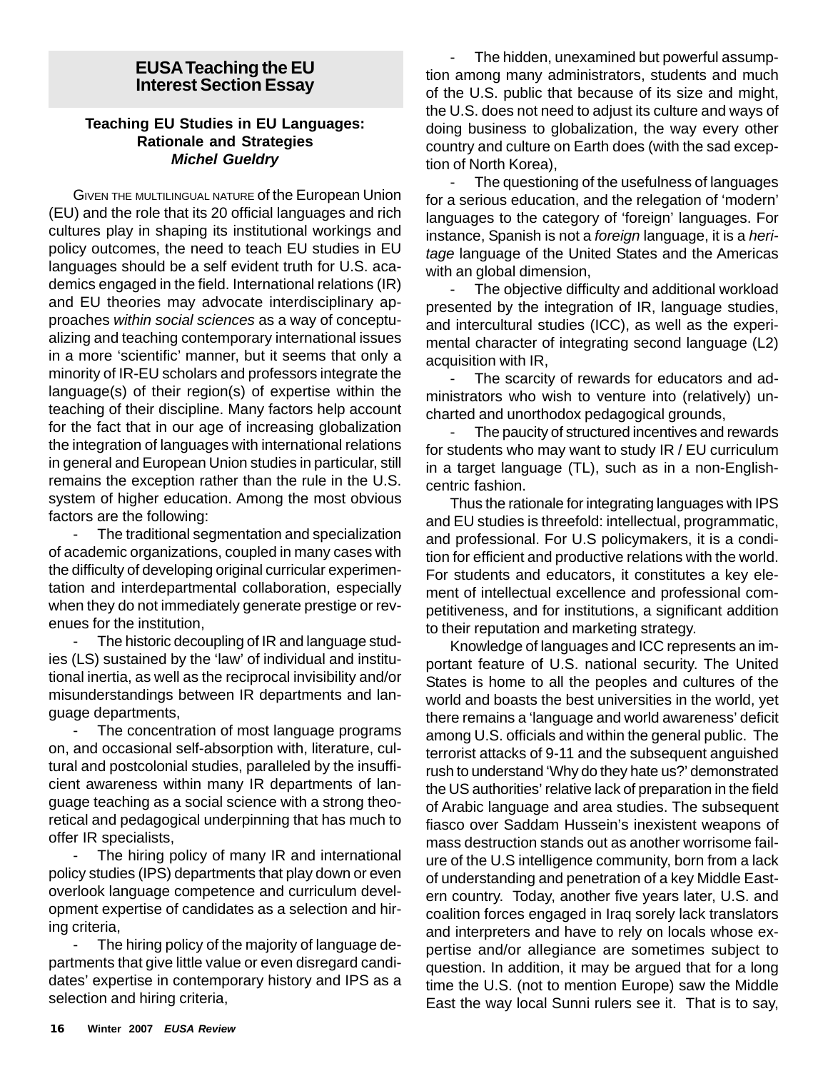## EUSA Teaching the EU Interest Section Essay

### Teaching EU Studies in EU Languages: Rationale and Strategies

***Michel Gueldry***

GIVEN THE MULTILINGUAL NATURE of the European Union (EU) and the role that its 20 official languages and rich cultures play in shaping its institutional workings and policy outcomes, the need to teach EU studies in EU languages should be a self evident truth for U.S. academics engaged in the field. International relations (IR) and EU theories may advocate interdisciplinary approaches *within social sciences* as a way of conceptualizing and teaching contemporary international issues in a more 'scientific' manner, but it seems that only a minority of IR-EU scholars and professors integrate the language(s) of their region(s) of expertise within the teaching of their discipline. Many factors help account for the fact that in our age of increasing globalization the integration of languages with international relations in general and European Union studies in particular, still remains the exception rather than the rule in the U.S. system of higher education. Among the most obvious factors are the following:

- The traditional segmentation and specialization of academic organizations, coupled in many cases with the difficulty of developing original curricular experimentation and interdepartmental collaboration, especially when they do not immediately generate prestige or revenues for the institution,
- The historic decoupling of IR and language studies (LS) sustained by the 'law' of individual and institutional inertia, as well as the reciprocal invisibility and/or misunderstandings between IR departments and language departments,
- The concentration of most language programs on, and occasional self-absorption with, literature, cultural and postcolonial studies, paralleled by the insufficient awareness within many IR departments of language teaching as a social science with a strong theoretical and pedagogical underpinning that has much to offer IR specialists,
- The hiring policy of many IR and international policy studies (IPS) departments that play down or even overlook language competence and curriculum development expertise of candidates as a selection and hiring criteria,
- The hiring policy of the majority of language departments that give little value or even disregard candidates' expertise in contemporary history and IPS as a selection and hiring criteria,
- The hidden, unexamined but powerful assumption among many administrators, students and much of the U.S. public that because of its size and might, the U.S. does not need to adjust its culture and ways of doing business to globalization, the way every other country and culture on Earth does (with the sad exception of North Korea),
- The questioning of the usefulness of languages for a serious education, and the relegation of 'modern' languages to the category of 'foreign' languages. For instance, Spanish is not a *foreign* language, it is a *heritage* language of the United States and the Americas with an global dimension,
- The objective difficulty and additional workload presented by the integration of IR, language studies, and intercultural studies (ICC), as well as the experimental character of integrating second language (L2) acquisition with IR,
- The scarcity of rewards for educators and administrators who wish to venture into (relatively) uncharted and unorthodox pedagogical grounds,
- The paucity of structured incentives and rewards for students who may want to study IR / EU curriculum in a target language (TL), such as in a non-English-centric fashion.

Thus the rationale for integrating languages with IPS and EU studies is threefold: intellectual, programmatic, and professional. For U.S policymakers, it is a condition for efficient and productive relations with the world. For students and educators, it constitutes a key element of intellectual excellence and professional competitiveness, and for institutions, a significant addition to their reputation and marketing strategy.

Knowledge of languages and ICC represents an important feature of U.S. national security. The United States is home to all the peoples and cultures of the world and boasts the best universities in the world, yet there remains a 'language and world awareness' deficit among U.S. officials and within the general public. The terrorist attacks of 9-11 and the subsequent anguished rush to understand 'Why do they hate us?' demonstrated the US authorities' relative lack of preparation in the field of Arabic language and area studies. The subsequent fiasco over Saddam Hussein's inexistent weapons of mass destruction stands out as another worrisome failure of the U.S intelligence community, born from a lack of understanding and penetration of a key Middle Eastern country. Today, another five years later, U.S. and coalition forces engaged in Iraq sorely lack translators and interpreters and have to rely on locals whose expertise and/or allegiance are sometimes subject to question. In addition, it may be argued that for a long time the U.S. (not to mention Europe) saw the Middle East the way local Sunni rulers see it. That is to say,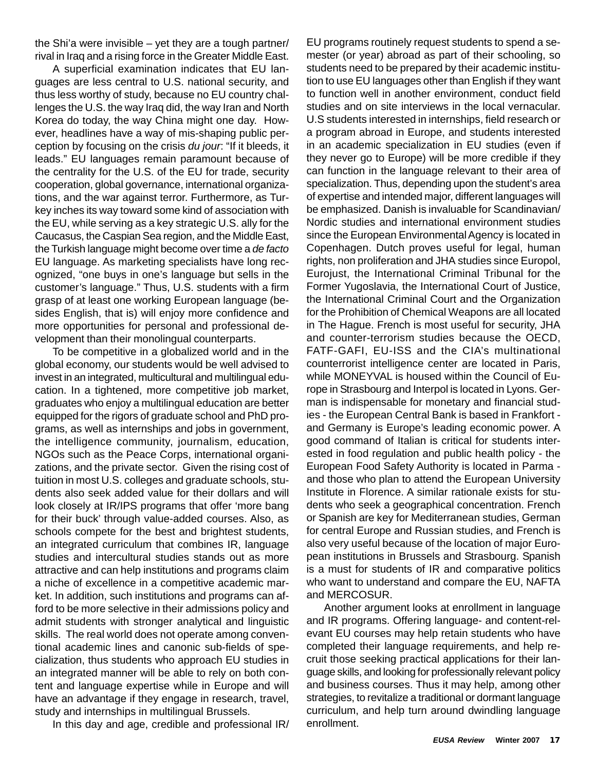the Shi'a were invisible – yet they are a tough partner/ rival in Iraq and a rising force in the Greater Middle East.

A superficial examination indicates that EU languages are less central to U.S. national security, and thus less worthy of study, because no EU country challenges the U.S. the way Iraq did, the way Iran and North Korea do today, the way China might one day. However, headlines have a way of mis-shaping public perception by focusing on the crisis *du jour*: "If it bleeds, it leads." EU languages remain paramount because of the centrality for the U.S. of the EU for trade, security cooperation, global governance, international organizations, and the war against terror. Furthermore, as Turkey inches its way toward some kind of association with the EU, while serving as a key strategic U.S. ally for the Caucasus, the Caspian Sea region, and the Middle East, the Turkish language might become over time a *de facto* EU language. As marketing specialists have long recognized, "one buys in one's language but sells in the customer's language." Thus, U.S. students with a firm grasp of at least one working European language (besides English, that is) will enjoy more confidence and more opportunities for personal and professional development than their monolingual counterparts.

To be competitive in a globalized world and in the global economy, our students would be well advised to invest in an integrated, multicultural and multilingual education. In a tightened, more competitive job market, graduates who enjoy a multilingual education are better equipped for the rigors of graduate school and PhD programs, as well as internships and jobs in government, the intelligence community, journalism, education, NGOs such as the Peace Corps, international organizations, and the private sector. Given the rising cost of tuition in most U.S. colleges and graduate schools, students also seek added value for their dollars and will look closely at IR/IPS programs that offer 'more bang for their buck' through value-added courses. Also, as schools compete for the best and brightest students, an integrated curriculum that combines IR, language studies and intercultural studies stands out as more attractive and can help institutions and programs claim a niche of excellence in a competitive academic market. In addition, such institutions and programs can afford to be more selective in their admissions policy and admit students with stronger analytical and linguistic skills. The real world does not operate among conventional academic lines and canonic sub-fields of specialization, thus students who approach EU studies in an integrated manner will be able to rely on both content and language expertise while in Europe and will have an advantage if they engage in research, travel, study and internships in multilingual Brussels.

In this day and age, credible and professional IR/ EU programs routinely request students to spend a semester (or year) abroad as part of their schooling, so students need to be prepared by their academic institution to use EU languages other than English if they want to function well in another environment, conduct field studies and on site interviews in the local vernacular. U.S students interested in internships, field research or a program abroad in Europe, and students interested in an academic specialization in EU studies (even if they never go to Europe) will be more credible if they can function in the language relevant to their area of specialization. Thus, depending upon the student's area of expertise and intended major, different languages will be emphasized. Danish is invaluable for Scandinavian/ Nordic studies and international environment studies since the European Environmental Agency is located in Copenhagen. Dutch proves useful for legal, human rights, non proliferation and JHA studies since Europol, Eurojust, the International Criminal Tribunal for the Former Yugoslavia, the International Court of Justice, the International Criminal Court and the Organization for the Prohibition of Chemical Weapons are all located in The Hague. French is most useful for security, JHA and counter-terrorism studies because the OECD, FATF-GAFI, EU-ISS and the CIA's multinational counterrorist intelligence center are located in Paris, while MONEYVAL is housed within the Council of Europe in Strasbourg and Interpol is located in Lyons. German is indispensable for monetary and financial studies - the European Central Bank is based in Frankfort - and Germany is Europe's leading economic power. A good command of Italian is critical for students interested in food regulation and public health policy - the European Food Safety Authority is located in Parma - and those who plan to attend the European University Institute in Florence. A similar rationale exists for students who seek a geographical concentration. French or Spanish are key for Mediterranean studies, German for central Europe and Russian studies, and French is also very useful because of the location of major European institutions in Brussels and Strasbourg. Spanish is a must for students of IR and comparative politics who want to understand and compare the EU, NAFTA and MERCOSUR.

Another argument looks at enrollment in language and IR programs. Offering language- and content-relevant EU courses may help retain students who have completed their language requirements, and help recruit those seeking practical applications for their language skills, and looking for professionally relevant policy and business courses. Thus it may help, among other strategies, to revitalize a traditional or dormant language curriculum, and help turn around dwindling language enrollment.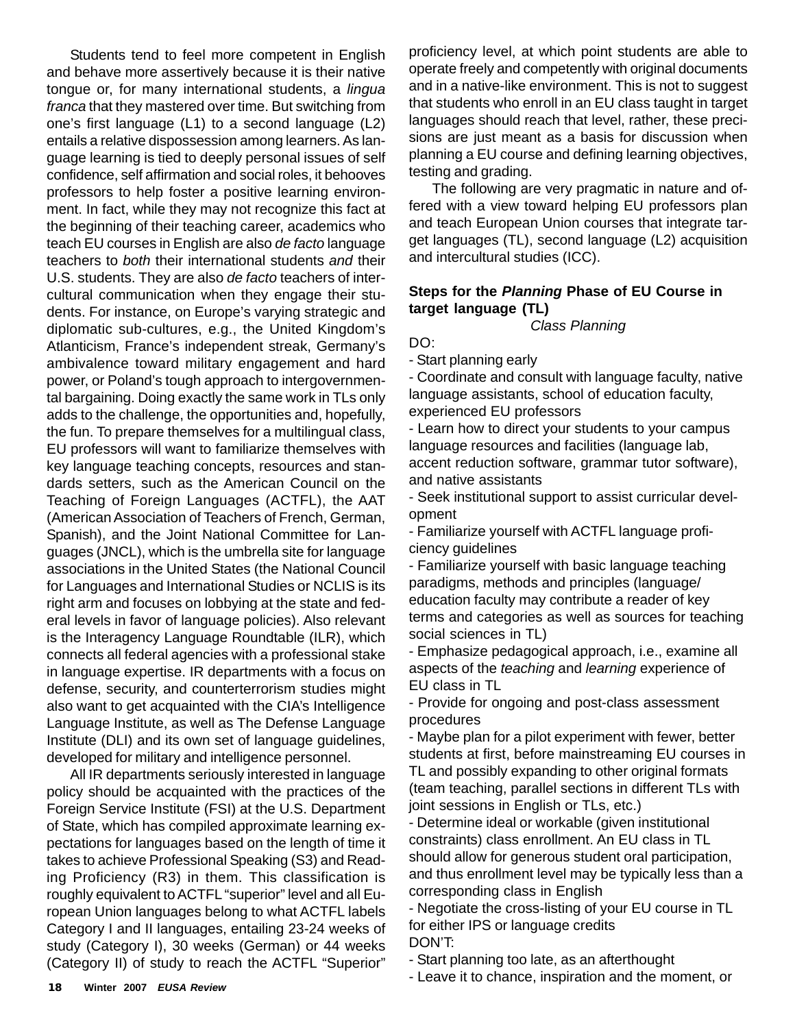Students tend to feel more competent in English and behave more assertively because it is their native tongue or, for many international students, a *lingua franca* that they mastered over time. But switching from one's first language (L1) to a second language (L2) entails a relative dispossession among learners. As language learning is tied to deeply personal issues of self confidence, self affirmation and social roles, it behooves professors to help foster a positive learning environment. In fact, while they may not recognize this fact at the beginning of their teaching career, academics who teach EU courses in English are also *de facto* language teachers to *both* their international students *and* their U.S. students. They are also *de facto* teachers of intercultural communication when they engage their students. For instance, on Europe's varying strategic and diplomatic sub-cultures, e.g., the United Kingdom's Atlanticism, France's independent streak, Germany's ambivalence toward military engagement and hard power, or Poland's tough approach to intergovernmental bargaining. Doing exactly the same work in TLs only adds to the challenge, the opportunities and, hopefully, the fun. To prepare themselves for a multilingual class, EU professors will want to familiarize themselves with key language teaching concepts, resources and standards setters, such as the American Council on the Teaching of Foreign Languages (ACTFL), the AAT (American Association of Teachers of French, German, Spanish), and the Joint National Committee for Languages (JNCL), which is the umbrella site for language associations in the United States (the National Council for Languages and International Studies or NCLIS is its right arm and focuses on lobbying at the state and federal levels in favor of language policies). Also relevant is the Interagency Language Roundtable (ILR), which connects all federal agencies with a professional stake in language expertise. IR departments with a focus on defense, security, and counterterrorism studies might also want to get acquainted with the CIA's Intelligence Language Institute, as well as The Defense Language Institute (DLI) and its own set of language guidelines, developed for military and intelligence personnel.

All IR departments seriously interested in language policy should be acquainted with the practices of the Foreign Service Institute (FSI) at the U.S. Department of State, which has compiled approximate learning expectations for languages based on the length of time it takes to achieve Professional Speaking (S3) and Reading Proficiency (R3) in them. This classification is roughly equivalent to ACTFL "superior" level and all European Union languages belong to what ACTFL labels Category I and II languages, entailing 23-24 weeks of study (Category I), 30 weeks (German) or 44 weeks (Category II) of study to reach the ACTFL "Superior" proficiency level, at which point students are able to operate freely and competently with original documents and in a native-like environment. This is not to suggest that students who enroll in an EU class taught in target languages should reach that level, rather, these precisions are just meant as a basis for discussion when planning a EU course and defining learning objectives, testing and grading.

The following are very pragmatic in nature and offered with a view toward helping EU professors plan and teach European Union courses that integrate target languages (TL), second language (L2) acquisition and intercultural studies (ICC).

### Steps for the *Planning* Phase of EU Course in target language (TL)

*Class Planning*

DO:

- Start planning early
- Coordinate and consult with language faculty, native language assistants, school of education faculty, experienced EU professors
- Learn how to direct your students to your campus language resources and facilities (language lab, accent reduction software, grammar tutor software), and native assistants
- Seek institutional support to assist curricular development
- Familiarize yourself with ACTFL language proficiency guidelines
- Familiarize yourself with basic language teaching paradigms, methods and principles (language/ education faculty may contribute a reader of key terms and categories as well as sources for teaching social sciences in TL)
- Emphasize pedagogical approach, i.e., examine all aspects of the *teaching* and *learning* experience of EU class in TL
- Provide for ongoing and post-class assessment procedures
- Maybe plan for a pilot experiment with fewer, better students at first, before mainstreaming EU courses in TL and possibly expanding to other original formats (team teaching, parallel sections in different TLs with joint sessions in English or TLs, etc.)
- Determine ideal or workable (given institutional constraints) class enrollment. An EU class in TL should allow for generous student oral participation, and thus enrollment level may be typically less than a corresponding class in English
- Negotiate the cross-listing of your EU course in TL for either IPS or language credits

DON'T:

- Start planning too late, as an afterthought
- Leave it to chance, inspiration and the moment, or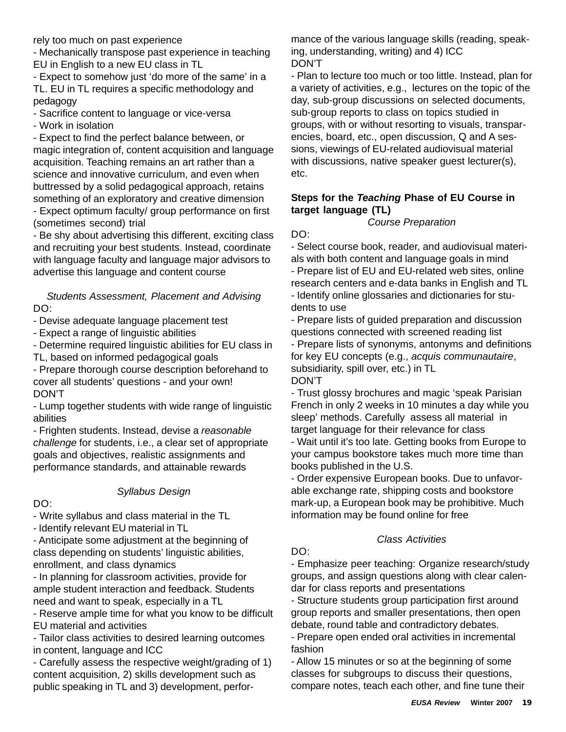rely too much on past experience

- Mechanically transpose past experience in teaching EU in English to a new EU class in TL
- Expect to somehow just 'do more of the same' in a TL. EU in TL requires a specific methodology and pedagogy
- Sacrifice content to language or vice-versa
- Work in isolation
- Expect to find the perfect balance between, or magic integration of, content acquisition and language acquisition. Teaching remains an art rather than a science and innovative curriculum, and even when buttressed by a solid pedagogical approach, retains something of an exploratory and creative dimension
- Expect optimum faculty/ group performance on first (sometimes second) trial
- Be shy about advertising this different, exciting class and recruiting your best students. Instead, coordinate with language faculty and language major advisors to advertise this language and content course

*Students Assessment, Placement and Advising*

DO:

- Devise adequate language placement test
- Expect a range of linguistic abilities
- Determine required linguistic abilities for EU class in TL, based on informed pedagogical goals
- Prepare thorough course description beforehand to cover all students' questions - and your own!

DON'T

- Lump together students with wide range of linguistic abilities
- Frighten students. Instead, devise a *reasonable challenge* for students, i.e., a clear set of appropriate goals and objectives, realistic assignments and performance standards, and attainable rewards

*Syllabus Design*

DO:

- Write syllabus and class material in the TL
- Identify relevant EU material in TL
- Anticipate some adjustment at the beginning of class depending on students' linguistic abilities, enrollment, and class dynamics
- In planning for classroom activities, provide for ample student interaction and feedback. Students need and want to speak, especially in a TL
- Reserve ample time for what you know to be difficult EU material and activities
- Tailor class activities to desired learning outcomes in content, language and ICC
- Carefully assess the respective weight/grading of 1) content acquisition, 2) skills development such as public speaking in TL and 3) development, performance of the various language skills (reading, speaking, understanding, writing) and 4) ICC

DON'T

- Plan to lecture too much or too little. Instead, plan for a variety of activities, e.g., lectures on the topic of the day, sub-group discussions on selected documents, sub-group reports to class on topics studied in groups, with or without resorting to visuals, transparencies, board, etc., open discussion, Q and A sessions, viewings of EU-related audiovisual material with discussions, native speaker guest lecturer(s), etc.

**Steps for the *Teaching* Phase of EU Course in target language (TL)**

*Course Preparation*

DO:

- Select course book, reader, and audiovisual materials with both content and language goals in mind
- Prepare list of EU and EU-related web sites, online research centers and e-data banks in English and TL
- Identify online glossaries and dictionaries for students to use
- Prepare lists of guided preparation and discussion questions connected with screened reading list
- Prepare lists of synonyms, antonyms and definitions for key EU concepts (e.g., *acquis communautaire*, subsidiarity, spill over, etc.) in TL

DON'T

- Trust glossy brochures and magic 'speak Parisian French in only 2 weeks in 10 minutes a day while you sleep' methods. Carefully assess all material in target language for their relevance for class
- Wait until it's too late. Getting books from Europe to your campus bookstore takes much more time than books published in the U.S.
- Order expensive European books. Due to unfavorable exchange rate, shipping costs and bookstore mark-up, a European book may be prohibitive. Much information may be found online for free

*Class Activities*

DO:

- Emphasize peer teaching: Organize research/study groups, and assign questions along with clear calendar for class reports and presentations
- Structure students group participation first around group reports and smaller presentations, then open debate, round table and contradictory debates.
- Prepare open ended oral activities in incremental fashion
- Allow 15 minutes or so at the beginning of some classes for subgroups to discuss their questions, compare notes, teach each other, and fine tune their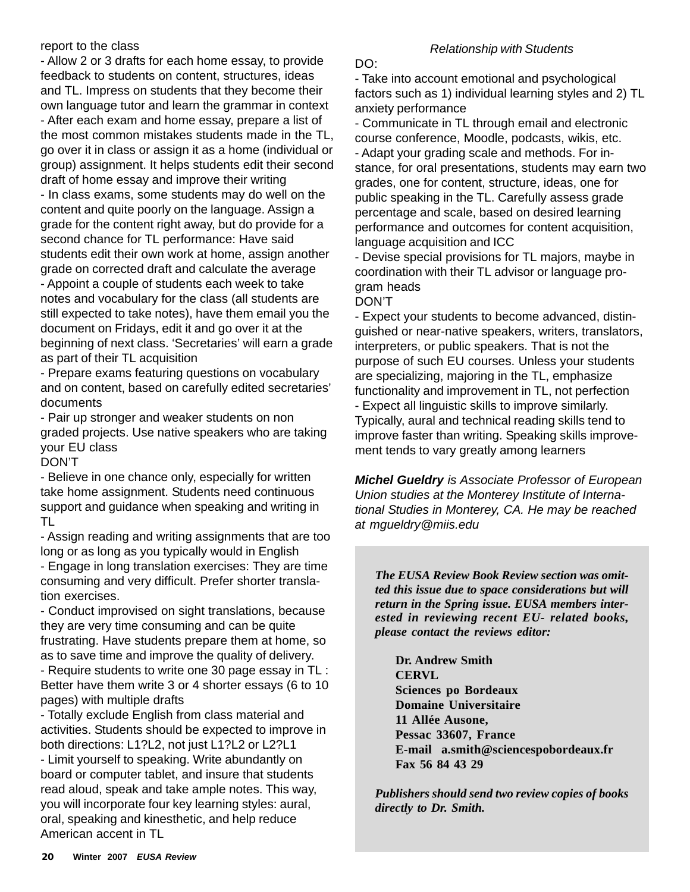report to the class

- Allow 2 or 3 drafts for each home essay, to provide feedback to students on content, structures, ideas and TL. Impress on students that they become their own language tutor and learn the grammar in context
- After each exam and home essay, prepare a list of the most common mistakes students made in the TL, go over it in class or assign it as a home (individual or group) assignment. It helps students edit their second draft of home essay and improve their writing
- In class exams, some students may do well on the content and quite poorly on the language. Assign a grade for the content right away, but do provide for a second chance for TL performance: Have said students edit their own work at home, assign another grade on corrected draft and calculate the average
- Appoint a couple of students each week to take notes and vocabulary for the class (all students are still expected to take notes), have them email you the document on Fridays, edit it and go over it at the beginning of next class. 'Secretaries' will earn a grade as part of their TL acquisition
- Prepare exams featuring questions on vocabulary and on content, based on carefully edited secretaries' documents
- Pair up stronger and weaker students on non graded projects. Use native speakers who are taking your EU class

DON'T

- Believe in one chance only, especially for written take home assignment. Students need continuous support and guidance when speaking and writing in TL
- Assign reading and writing assignments that are too long or as long as you typically would in English
- Engage in long translation exercises: They are time consuming and very difficult. Prefer shorter translation exercises.
- Conduct improvised on sight translations, because they are very time consuming and can be quite frustrating. Have students prepare them at home, so as to save time and improve the quality of delivery.
- Require students to write one 30 page essay in TL : Better have them write 3 or 4 shorter essays (6 to 10 pages) with multiple drafts
- Totally exclude English from class material and activities. Students should be expected to improve in both directions: L1?L2, not just L1?L2 or L2?L1
- Limit yourself to speaking. Write abundantly on board or computer tablet, and insure that students read aloud, speak and take ample notes. This way, you will incorporate four key learning styles: aural, oral, speaking and kinesthetic, and help reduce American accent in TL

*Relationship with Students*

DO:

- Take into account emotional and psychological factors such as 1) individual learning styles and 2) TL anxiety performance
- Communicate in TL through email and electronic course conference, Moodle, podcasts, wikis, etc.
- Adapt your grading scale and methods. For instance, for oral presentations, students may earn two grades, one for content, structure, ideas, one for public speaking in the TL. Carefully assess grade percentage and scale, based on desired learning performance and outcomes for content acquisition, language acquisition and ICC
- Devise special provisions for TL majors, maybe in coordination with their TL advisor or language program heads

DON'T

- Expect your students to become advanced, distinguished or near-native speakers, writers, translators, interpreters, or public speakers. That is not the purpose of such EU courses. Unless your students are specializing, majoring in the TL, emphasize functionality and improvement in TL, not perfection
- Expect all linguistic skills to improve similarly. Typically, aural and technical reading skills tend to improve faster than writing. Speaking skills improvement tends to vary greatly among learners

***Michel Gueldry*** *is Associate Professor of European Union studies at the Monterey Institute of International Studies in Monterey, CA. He may be reached at mgueldry@miis.edu*

***The EUSA Review Book Review section was omitted this issue due to space considerations but will return in the Spring issue. EUSA members interested in reviewing recent EU- related books, please contact the reviews editor:***

**Dr. Andrew Smith**
**CERVL**
**Sciences po Bordeaux**
**Domaine Universitaire**
**11 Allée Ausone,**
**Pessac 33607, France**
**E-mail a.smith@sciencespobordeaux.fr**
**Fax 56 84 43 29**

***Publishers should send two review copies of books directly to Dr. Smith.***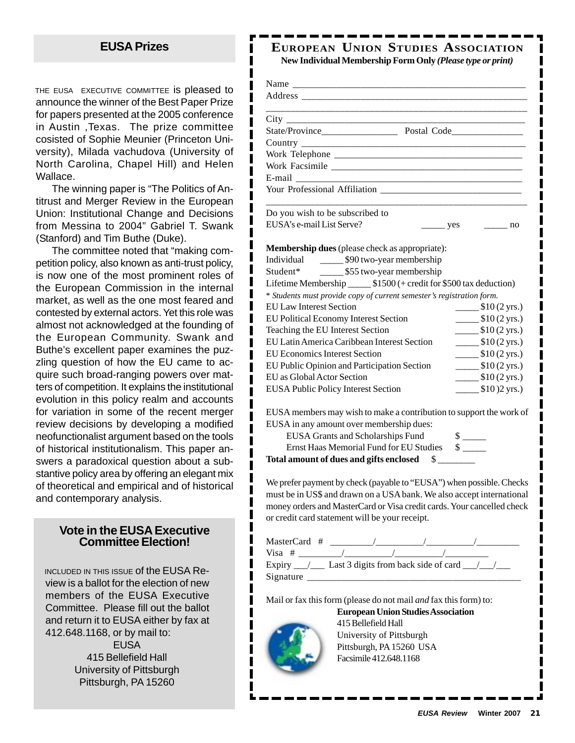## EUSA Prizes

THE EUSA EXECUTIVE COMMITTEE is pleased to announce the winner of the Best Paper Prize for papers presented at the 2005 conference in Austin ,Texas. The prize committee cosisted of Sophie Meunier (Princeton University), Milada vachudova (University of North Carolina, Chapel Hill) and Helen Wallace.

The winning paper is "The Politics of Antitrust and Merger Review in the European Union: Institutional Change and Decisions from Messina to 2004" Gabriel T. Swank (Stanford) and Tim Buthe (Duke).

The committee noted that "making competition policy, also known as anti-trust policy, is now one of the most prominent roles of the European Commission in the internal market, as well as the one most feared and contested by external actors. Yet this role was almost not acknowledged at the founding of the European Community. Swank and Buthe's excellent paper examines the puzzling question of how the EU came to acquire such broad-ranging powers over matters of competition. It explains the institutional evolution in this policy realm and accounts for variation in some of the recent merger review decisions by developing a modified neofunctionalist argument based on the tools of historical institutionalism. This paper answers a paradoxical question about a substantive policy area by offering an elegant mix of theoretical and empirical and of historical and contemporary analysis.

## Vote in the EUSA Executive Committee Election!

INCLUDED IN THIS ISSUE of the EUSA Review is a ballot for the election of new members of the EUSA Executive Committee. Please fill out the ballot and return it to EUSA either by fax at 412.648.1168, or by mail to:

EUSA
415 Bellefield Hall
University of Pittsburgh
Pittsburgh, PA 15260

## EUROPEAN UNION STUDIES ASSOCIATION

**New Individual Membership Form Only** ***(Please type or print)***

Name _______________________________________________

Address _____________________________________________

_____________________________________________________

City _________________________________________________

State/Province________________ Postal Code______________

Country _____________________________________________

Work Telephone ______________________________________

Work Facsimile ______________________________________

E-mail _______________________________________________

Your Professional Affiliation ____________________________

_____________________________________________________

Do you wish to be subscribed to
EUSA's e-mail List Serve? _____ yes _____ no

**Membership dues** (please check as appropriate):

Individual _____ $90 two-year membership

Student* _____ $55 two-year membership

Lifetime Membership _____ $1500 (+ credit for $500 tax deduction)

* *Students must provide copy of current semester's registration form.*

| | |
|---|---|
| EU Law Interest Section | _____ $10 (2 yrs.) |
| EU Political Economy Interest Section | _____ $10 (2 yrs.) |
| Teaching the EU Interest Section | _____ $10 (2 yrs.) |
| EU Latin America Caribbean Interest Section | _____ $10 (2 yrs.) |
| EU Economics Interest Section | _____ $10 (2 yrs.) |
| EU Public Opinion and Participation Section | _____ $10 (2 yrs.) |
| EU as Global Actor Section | _____ $10 (2 yrs.) |
| EUSA Public Policy Interest Section | _____ $10 )2 yrs.) |

EUSA members may wish to make a contribution to support the work of EUSA in any amount over membership dues:

EUSA Grants and Scholarships Fund $ _____

Ernst Haas Memorial Fund for EU Studies $ _____

**Total amount of dues and gifts enclosed** $ ________

We prefer payment by check (payable to "EUSA") when possible. Checks must be in US$ and drawn on a USA bank. We also accept international money orders and MasterCard or Visa credit cards. Your cancelled check or credit card statement will be your receipt.

MasterCard # _________/__________/__________/_________

Visa # _________/__________/__________/_________

Expiry ___/___ Last 3 digits from back side of card ___/___/___

Signature ____________________________________________

Mail or fax this form (please do not mail *and* fax this form) to:

**European Union Studies Association**
415 Bellefield Hall
University of Pittsburgh
Pittsburgh, PA 15260 USA
Facsimile 412.648.1168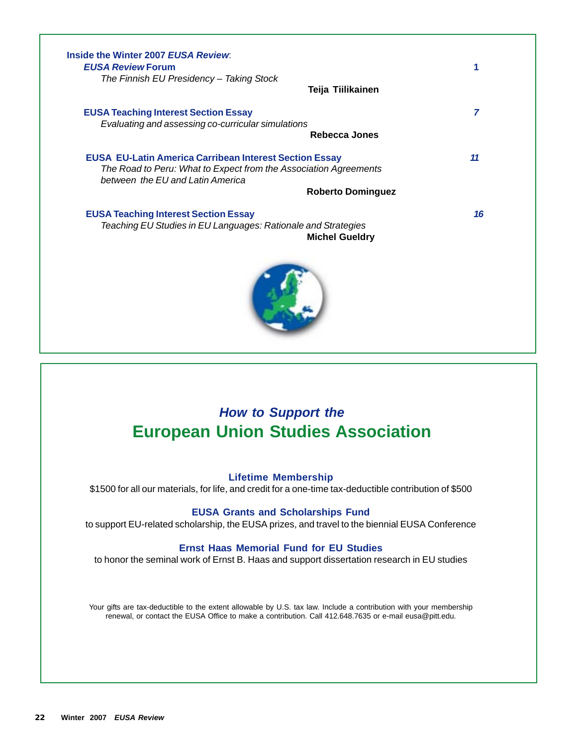**Inside the Winter 2007 *EUSA Review*:**

***EUSA Review* Forum** — **1**

*The Finnish EU Presidency – Taking Stock*

**Teija Tiilikainen**

**EUSA Teaching Interest Section Essay** — ***7***

*Evaluating and assessing co-curricular simulations*

**Rebecca Jones**

**EUSA EU-Latin America Carribean Interest Section Essay** — ***11***

*The Road to Peru: What to Expect from the Association Agreements between the EU and Latin America*

**Roberto Dominguez**

**EUSA Teaching Interest Section Essay** — ***16***

*Teaching EU Studies in EU Languages: Rationale and Strategies*

**Michel Gueldry**

## *How to Support the*

# European Union Studies Association

**Lifetime Membership**

$1500 for all our materials, for life, and credit for a one-time tax-deductible contribution of $500

**EUSA Grants and Scholarships Fund**

to support EU-related scholarship, the EUSA prizes, and travel to the biennial EUSA Conference

**Ernst Haas Memorial Fund for EU Studies**

to honor the seminal work of Ernst B. Haas and support dissertation research in EU studies

Your gifts are tax-deductible to the extent allowable by U.S. tax law. Include a contribution with your membership renewal, or contact the EUSA Office to make a contribution. Call 412.648.7635 or e-mail eusa@pitt.edu.